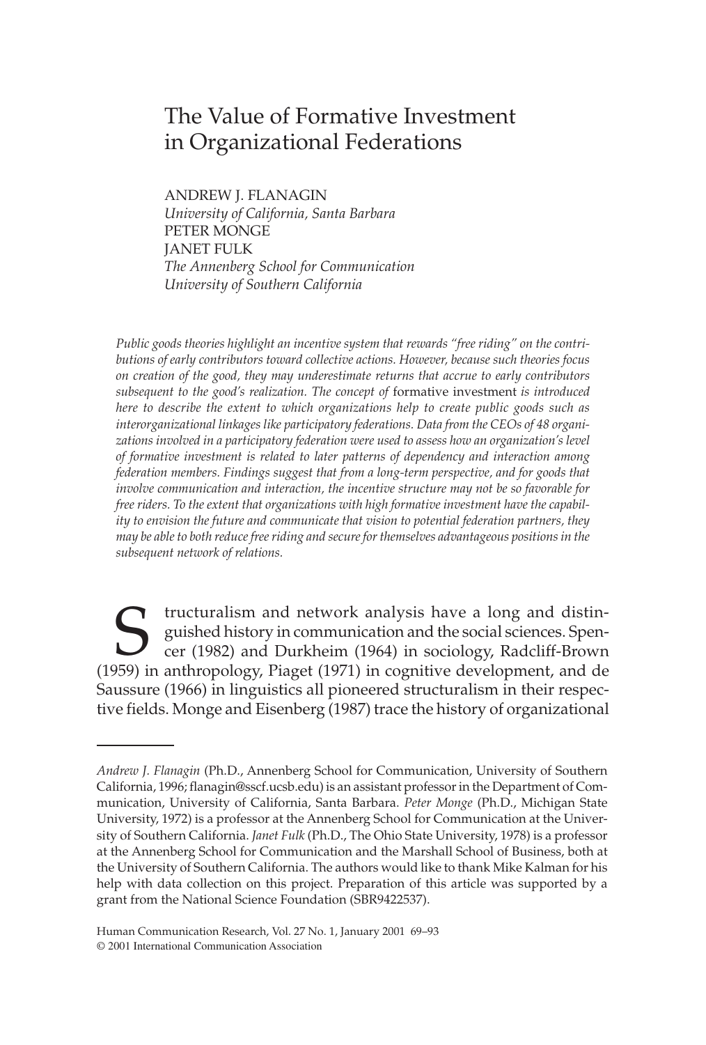# The Value of Formative Investment in Organizational Federations

ANDREW J. FLANAGIN
*University of California, Santa Barbara*
PETER MONGE
JANET FULK
*The Annenberg School for Communication*
*University of Southern California*

*Public goods theories highlight an incentive system that rewards "free riding" on the contributions of early contributors toward collective actions. However, because such theories focus on creation of the good, they may underestimate returns that accrue to early contributors subsequent to the good's realization. The concept of* formative investment *is introduced here to describe the extent to which organizations help to create public goods such as interorganizational linkages like participatory federations. Data from the CEOs of 48 organizations involved in a participatory federation were used to assess how an organization's level of formative investment is related to later patterns of dependency and interaction among federation members. Findings suggest that from a long-term perspective, and for goods that involve communication and interaction, the incentive structure may not be so favorable for free riders. To the extent that organizations with high formative investment have the capability to envision the future and communicate that vision to potential federation partners, they may be able to both reduce free riding and secure for themselves advantageous positions in the subsequent network of relations.*

Structuralism and network analysis have a long and distinguished history in communication and the social sciences. Spencer (1982) and Durkheim (1964) in sociology, Radcliff-Brown (1959) in anthropology, Piaget (1971) in cognitive development, and de Saussure (1966) in linguistics all pioneered structuralism in their respective fields. Monge and Eisenberg (1987) trace the history of organizational

---

*Andrew J. Flanagin* (Ph.D., Annenberg School for Communication, University of Southern California, 1996; flanagin@sscf.ucsb.edu) is an assistant professor in the Department of Communication, University of California, Santa Barbara. *Peter Monge* (Ph.D., Michigan State University, 1972) is a professor at the Annenberg School for Communication at the University of Southern California. *Janet Fulk* (Ph.D., The Ohio State University, 1978) is a professor at the Annenberg School for Communication and the Marshall School of Business, both at the University of Southern California. The authors would like to thank Mike Kalman for his help with data collection on this project. Preparation of this article was supported by a grant from the National Science Foundation (SBR9422537).

Human Communication Research, Vol. 27 No. 1, January 2001 69–93
© 2001 International Communication Association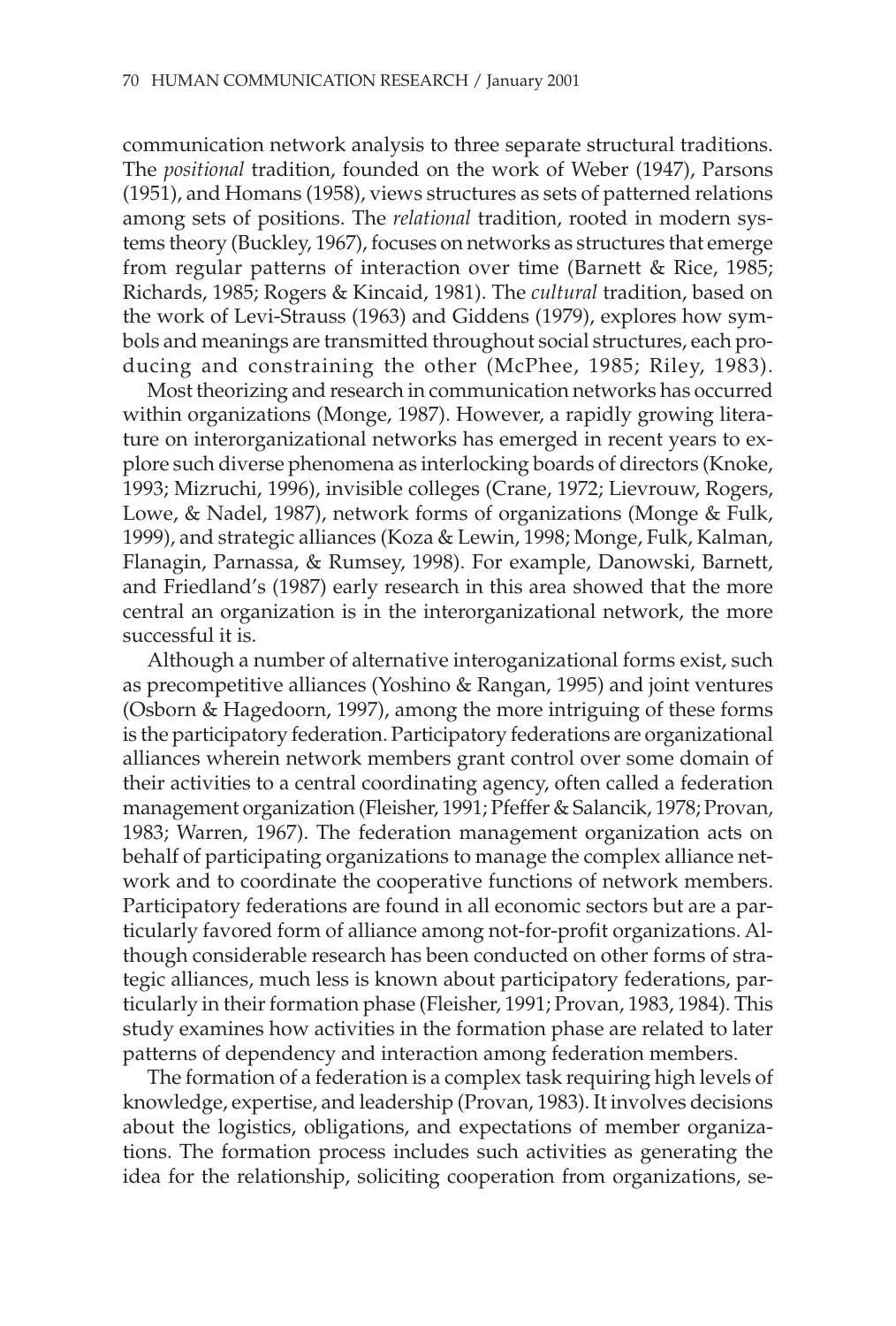communication network analysis to three separate structural traditions. The *positional* tradition, founded on the work of Weber (1947), Parsons (1951), and Homans (1958), views structures as sets of patterned relations among sets of positions. The *relational* tradition, rooted in modern systems theory (Buckley, 1967), focuses on networks as structures that emerge from regular patterns of interaction over time (Barnett & Rice, 1985; Richards, 1985; Rogers & Kincaid, 1981). The *cultural* tradition, based on the work of Levi-Strauss (1963) and Giddens (1979), explores how symbols and meanings are transmitted throughout social structures, each producing and constraining the other (McPhee, 1985; Riley, 1983).

Most theorizing and research in communication networks has occurred within organizations (Monge, 1987). However, a rapidly growing literature on interorganizational networks has emerged in recent years to explore such diverse phenomena as interlocking boards of directors (Knoke, 1993; Mizruchi, 1996), invisible colleges (Crane, 1972; Lievrouw, Rogers, Lowe, & Nadel, 1987), network forms of organizations (Monge & Fulk, 1999), and strategic alliances (Koza & Lewin, 1998; Monge, Fulk, Kalman, Flanagin, Parnassa, & Rumsey, 1998). For example, Danowski, Barnett, and Friedland's (1987) early research in this area showed that the more central an organization is in the interorganizational network, the more successful it is.

Although a number of alternative interoganizational forms exist, such as precompetitive alliances (Yoshino & Rangan, 1995) and joint ventures (Osborn & Hagedoorn, 1997), among the more intriguing of these forms is the participatory federation. Participatory federations are organizational alliances wherein network members grant control over some domain of their activities to a central coordinating agency, often called a federation management organization (Fleisher, 1991; Pfeffer & Salancik, 1978; Provan, 1983; Warren, 1967). The federation management organization acts on behalf of participating organizations to manage the complex alliance network and to coordinate the cooperative functions of network members. Participatory federations are found in all economic sectors but are a particularly favored form of alliance among not-for-profit organizations. Although considerable research has been conducted on other forms of strategic alliances, much less is known about participatory federations, particularly in their formation phase (Fleisher, 1991; Provan, 1983, 1984). This study examines how activities in the formation phase are related to later patterns of dependency and interaction among federation members.

The formation of a federation is a complex task requiring high levels of knowledge, expertise, and leadership (Provan, 1983). It involves decisions about the logistics, obligations, and expectations of member organizations. The formation process includes such activities as generating the idea for the relationship, soliciting cooperation from organizations, se-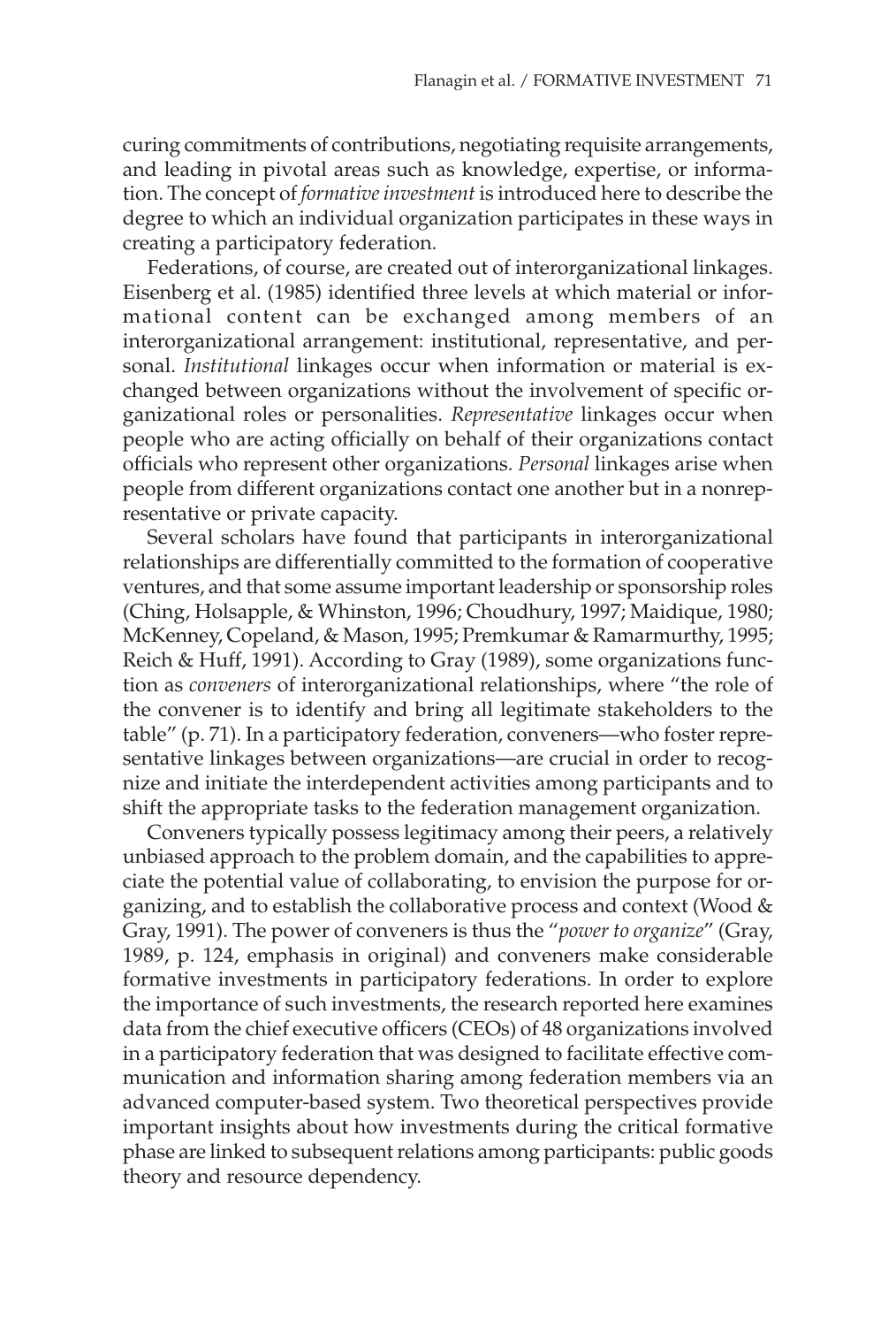curing commitments of contributions, negotiating requisite arrangements, and leading in pivotal areas such as knowledge, expertise, or information. The concept of *formative investment* is introduced here to describe the degree to which an individual organization participates in these ways in creating a participatory federation.

Federations, of course, are created out of interorganizational linkages. Eisenberg et al. (1985) identified three levels at which material or informational content can be exchanged among members of an interorganizational arrangement: institutional, representative, and personal. *Institutional* linkages occur when information or material is exchanged between organizations without the involvement of specific organizational roles or personalities. *Representative* linkages occur when people who are acting officially on behalf of their organizations contact officials who represent other organizations. *Personal* linkages arise when people from different organizations contact one another but in a nonrepresentative or private capacity.

Several scholars have found that participants in interorganizational relationships are differentially committed to the formation of cooperative ventures, and that some assume important leadership or sponsorship roles (Ching, Holsapple, & Whinston, 1996; Choudhury, 1997; Maidique, 1980; McKenney, Copeland, & Mason, 1995; Premkumar & Ramarmurthy, 1995; Reich & Huff, 1991). According to Gray (1989), some organizations function as *conveners* of interorganizational relationships, where "the role of the convener is to identify and bring all legitimate stakeholders to the table" (p. 71). In a participatory federation, conveners—who foster representative linkages between organizations—are crucial in order to recognize and initiate the interdependent activities among participants and to shift the appropriate tasks to the federation management organization.

Conveners typically possess legitimacy among their peers, a relatively unbiased approach to the problem domain, and the capabilities to appreciate the potential value of collaborating, to envision the purpose for organizing, and to establish the collaborative process and context (Wood & Gray, 1991). The power of conveners is thus the "*power to organize*" (Gray, 1989, p. 124, emphasis in original) and conveners make considerable formative investments in participatory federations. In order to explore the importance of such investments, the research reported here examines data from the chief executive officers (CEOs) of 48 organizations involved in a participatory federation that was designed to facilitate effective communication and information sharing among federation members via an advanced computer-based system. Two theoretical perspectives provide important insights about how investments during the critical formative phase are linked to subsequent relations among participants: public goods theory and resource dependency.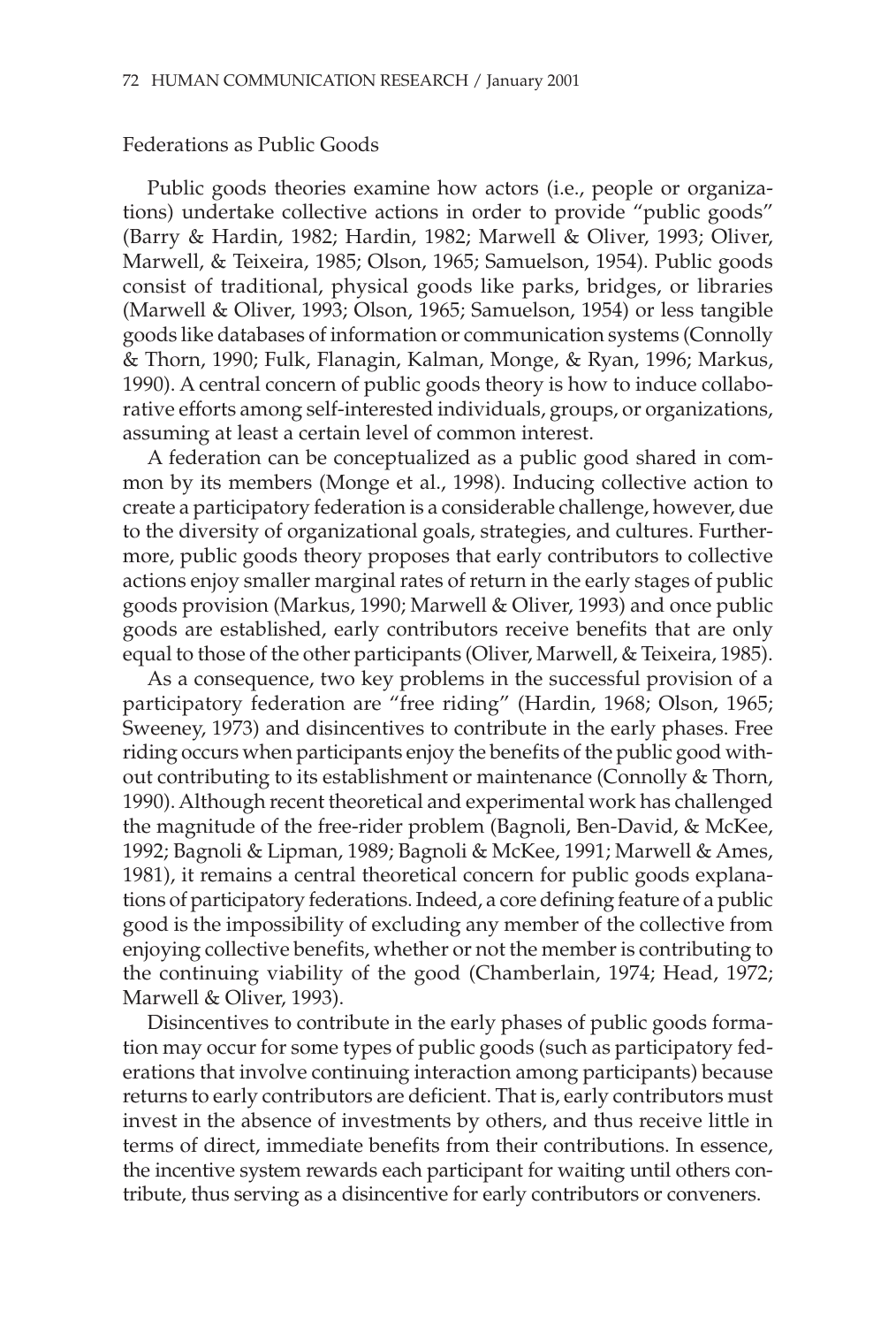## Federations as Public Goods

Public goods theories examine how actors (i.e., people or organizations) undertake collective actions in order to provide "public goods" (Barry & Hardin, 1982; Hardin, 1982; Marwell & Oliver, 1993; Oliver, Marwell, & Teixeira, 1985; Olson, 1965; Samuelson, 1954). Public goods consist of traditional, physical goods like parks, bridges, or libraries (Marwell & Oliver, 1993; Olson, 1965; Samuelson, 1954) or less tangible goods like databases of information or communication systems (Connolly & Thorn, 1990; Fulk, Flanagin, Kalman, Monge, & Ryan, 1996; Markus, 1990). A central concern of public goods theory is how to induce collaborative efforts among self-interested individuals, groups, or organizations, assuming at least a certain level of common interest.

A federation can be conceptualized as a public good shared in common by its members (Monge et al., 1998). Inducing collective action to create a participatory federation is a considerable challenge, however, due to the diversity of organizational goals, strategies, and cultures. Furthermore, public goods theory proposes that early contributors to collective actions enjoy smaller marginal rates of return in the early stages of public goods provision (Markus, 1990; Marwell & Oliver, 1993) and once public goods are established, early contributors receive benefits that are only equal to those of the other participants (Oliver, Marwell, & Teixeira, 1985).

As a consequence, two key problems in the successful provision of a participatory federation are "free riding" (Hardin, 1968; Olson, 1965; Sweeney, 1973) and disincentives to contribute in the early phases. Free riding occurs when participants enjoy the benefits of the public good without contributing to its establishment or maintenance (Connolly & Thorn, 1990). Although recent theoretical and experimental work has challenged the magnitude of the free-rider problem (Bagnoli, Ben-David, & McKee, 1992; Bagnoli & Lipman, 1989; Bagnoli & McKee, 1991; Marwell & Ames, 1981), it remains a central theoretical concern for public goods explanations of participatory federations. Indeed, a core defining feature of a public good is the impossibility of excluding any member of the collective from enjoying collective benefits, whether or not the member is contributing to the continuing viability of the good (Chamberlain, 1974; Head, 1972; Marwell & Oliver, 1993).

Disincentives to contribute in the early phases of public goods formation may occur for some types of public goods (such as participatory federations that involve continuing interaction among participants) because returns to early contributors are deficient. That is, early contributors must invest in the absence of investments by others, and thus receive little in terms of direct, immediate benefits from their contributions. In essence, the incentive system rewards each participant for waiting until others contribute, thus serving as a disincentive for early contributors or conveners.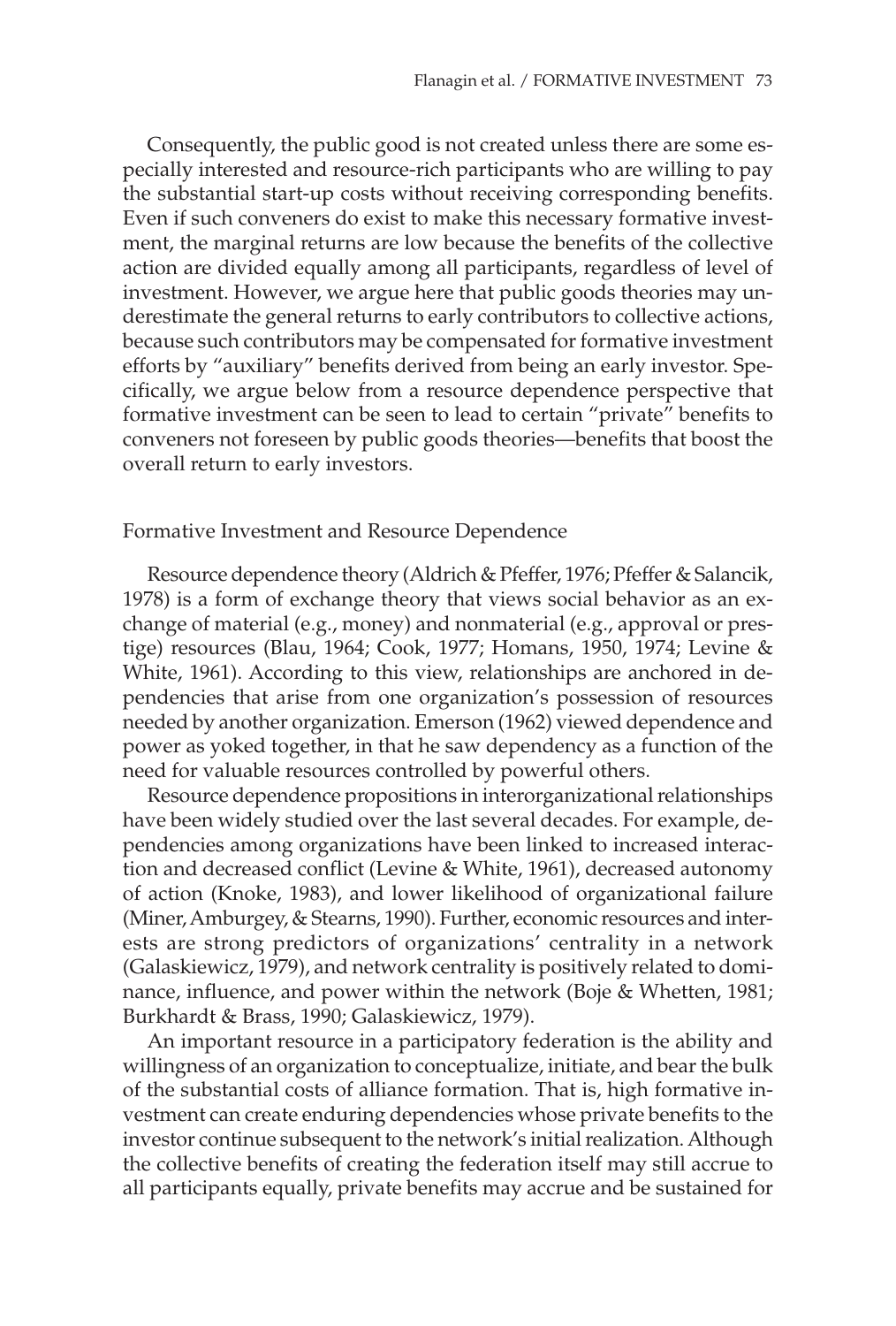Consequently, the public good is not created unless there are some especially interested and resource-rich participants who are willing to pay the substantial start-up costs without receiving corresponding benefits. Even if such conveners do exist to make this necessary formative investment, the marginal returns are low because the benefits of the collective action are divided equally among all participants, regardless of level of investment. However, we argue here that public goods theories may underestimate the general returns to early contributors to collective actions, because such contributors may be compensated for formative investment efforts by "auxiliary" benefits derived from being an early investor. Specifically, we argue below from a resource dependence perspective that formative investment can be seen to lead to certain "private" benefits to conveners not foreseen by public goods theories—benefits that boost the overall return to early investors.

## Formative Investment and Resource Dependence

Resource dependence theory (Aldrich & Pfeffer, 1976; Pfeffer & Salancik, 1978) is a form of exchange theory that views social behavior as an exchange of material (e.g., money) and nonmaterial (e.g., approval or prestige) resources (Blau, 1964; Cook, 1977; Homans, 1950, 1974; Levine & White, 1961). According to this view, relationships are anchored in dependencies that arise from one organization's possession of resources needed by another organization. Emerson (1962) viewed dependence and power as yoked together, in that he saw dependency as a function of the need for valuable resources controlled by powerful others.

Resource dependence propositions in interorganizational relationships have been widely studied over the last several decades. For example, dependencies among organizations have been linked to increased interaction and decreased conflict (Levine & White, 1961), decreased autonomy of action (Knoke, 1983), and lower likelihood of organizational failure (Miner, Amburgey, & Stearns, 1990). Further, economic resources and interests are strong predictors of organizations' centrality in a network (Galaskiewicz, 1979), and network centrality is positively related to dominance, influence, and power within the network (Boje & Whetten, 1981; Burkhardt & Brass, 1990; Galaskiewicz, 1979).

An important resource in a participatory federation is the ability and willingness of an organization to conceptualize, initiate, and bear the bulk of the substantial costs of alliance formation. That is, high formative investment can create enduring dependencies whose private benefits to the investor continue subsequent to the network's initial realization. Although the collective benefits of creating the federation itself may still accrue to all participants equally, private benefits may accrue and be sustained for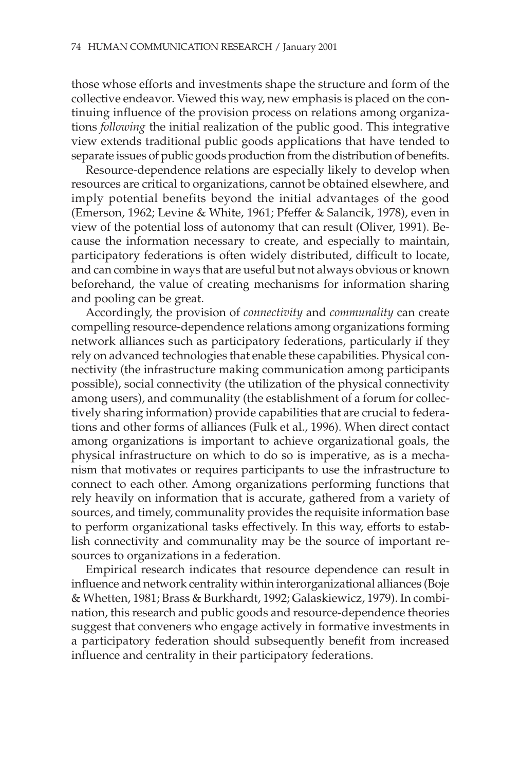those whose efforts and investments shape the structure and form of the collective endeavor. Viewed this way, new emphasis is placed on the continuing influence of the provision process on relations among organizations *following* the initial realization of the public good. This integrative view extends traditional public goods applications that have tended to separate issues of public goods production from the distribution of benefits.

Resource-dependence relations are especially likely to develop when resources are critical to organizations, cannot be obtained elsewhere, and imply potential benefits beyond the initial advantages of the good (Emerson, 1962; Levine & White, 1961; Pfeffer & Salancik, 1978), even in view of the potential loss of autonomy that can result (Oliver, 1991). Because the information necessary to create, and especially to maintain, participatory federations is often widely distributed, difficult to locate, and can combine in ways that are useful but not always obvious or known beforehand, the value of creating mechanisms for information sharing and pooling can be great.

Accordingly, the provision of *connectivity* and *communality* can create compelling resource-dependence relations among organizations forming network alliances such as participatory federations, particularly if they rely on advanced technologies that enable these capabilities. Physical connectivity (the infrastructure making communication among participants possible), social connectivity (the utilization of the physical connectivity among users), and communality (the establishment of a forum for collectively sharing information) provide capabilities that are crucial to federations and other forms of alliances (Fulk et al., 1996). When direct contact among organizations is important to achieve organizational goals, the physical infrastructure on which to do so is imperative, as is a mechanism that motivates or requires participants to use the infrastructure to connect to each other. Among organizations performing functions that rely heavily on information that is accurate, gathered from a variety of sources, and timely, communality provides the requisite information base to perform organizational tasks effectively. In this way, efforts to establish connectivity and communality may be the source of important resources to organizations in a federation.

Empirical research indicates that resource dependence can result in influence and network centrality within interorganizational alliances (Boje & Whetten, 1981; Brass & Burkhardt, 1992; Galaskiewicz, 1979). In combination, this research and public goods and resource-dependence theories suggest that conveners who engage actively in formative investments in a participatory federation should subsequently benefit from increased influence and centrality in their participatory federations.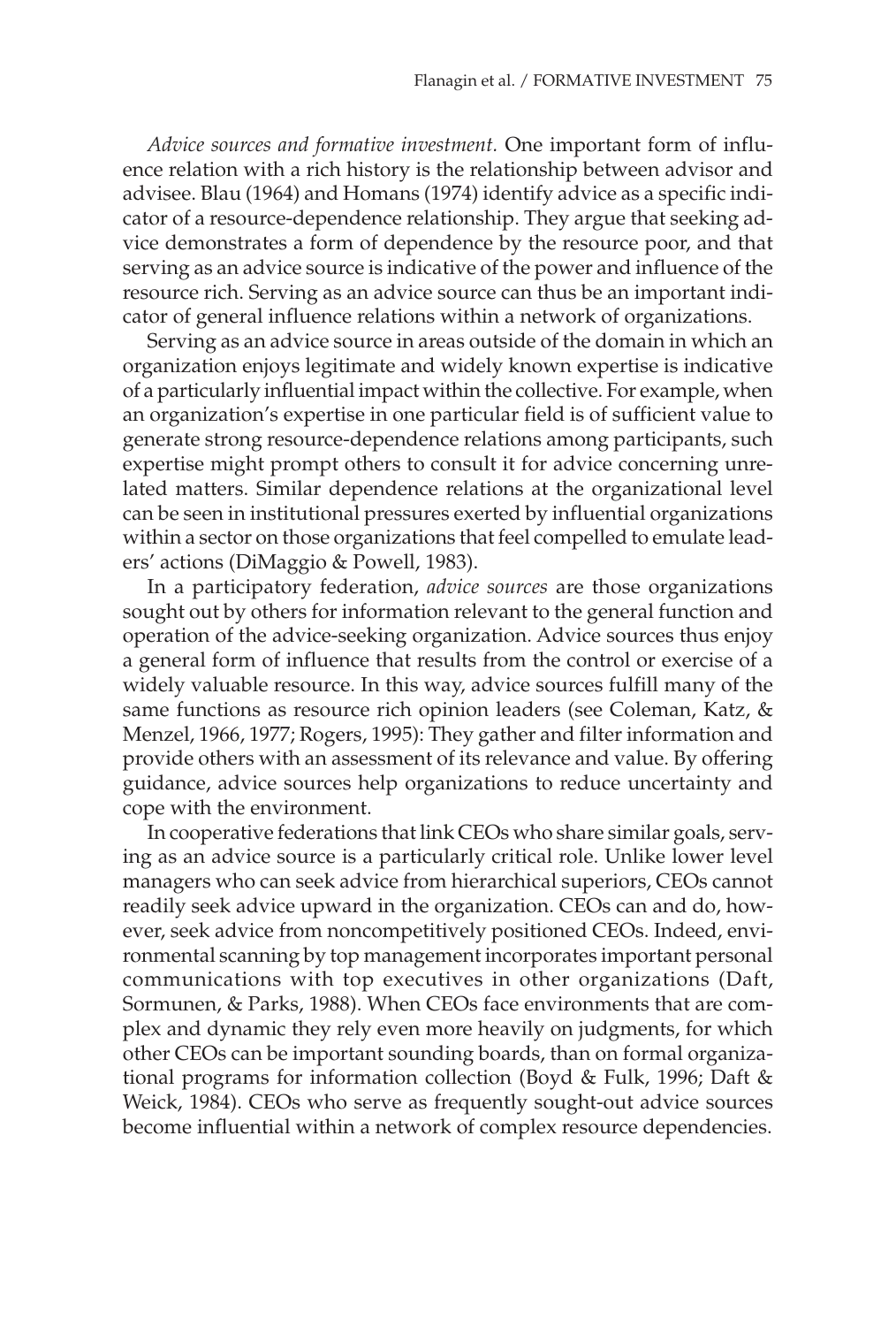*Advice sources and formative investment.* One important form of influence relation with a rich history is the relationship between advisor and advisee. Blau (1964) and Homans (1974) identify advice as a specific indicator of a resource-dependence relationship. They argue that seeking advice demonstrates a form of dependence by the resource poor, and that serving as an advice source is indicative of the power and influence of the resource rich. Serving as an advice source can thus be an important indicator of general influence relations within a network of organizations.

Serving as an advice source in areas outside of the domain in which an organization enjoys legitimate and widely known expertise is indicative of a particularly influential impact within the collective. For example, when an organization's expertise in one particular field is of sufficient value to generate strong resource-dependence relations among participants, such expertise might prompt others to consult it for advice concerning unrelated matters. Similar dependence relations at the organizational level can be seen in institutional pressures exerted by influential organizations within a sector on those organizations that feel compelled to emulate leaders' actions (DiMaggio & Powell, 1983).

In a participatory federation, *advice sources* are those organizations sought out by others for information relevant to the general function and operation of the advice-seeking organization. Advice sources thus enjoy a general form of influence that results from the control or exercise of a widely valuable resource. In this way, advice sources fulfill many of the same functions as resource rich opinion leaders (see Coleman, Katz, & Menzel, 1966, 1977; Rogers, 1995): They gather and filter information and provide others with an assessment of its relevance and value. By offering guidance, advice sources help organizations to reduce uncertainty and cope with the environment.

In cooperative federations that link CEOs who share similar goals, serving as an advice source is a particularly critical role. Unlike lower level managers who can seek advice from hierarchical superiors, CEOs cannot readily seek advice upward in the organization. CEOs can and do, however, seek advice from noncompetitively positioned CEOs. Indeed, environmental scanning by top management incorporates important personal communications with top executives in other organizations (Daft, Sormunen, & Parks, 1988). When CEOs face environments that are complex and dynamic they rely even more heavily on judgments, for which other CEOs can be important sounding boards, than on formal organizational programs for information collection (Boyd & Fulk, 1996; Daft & Weick, 1984). CEOs who serve as frequently sought-out advice sources become influential within a network of complex resource dependencies.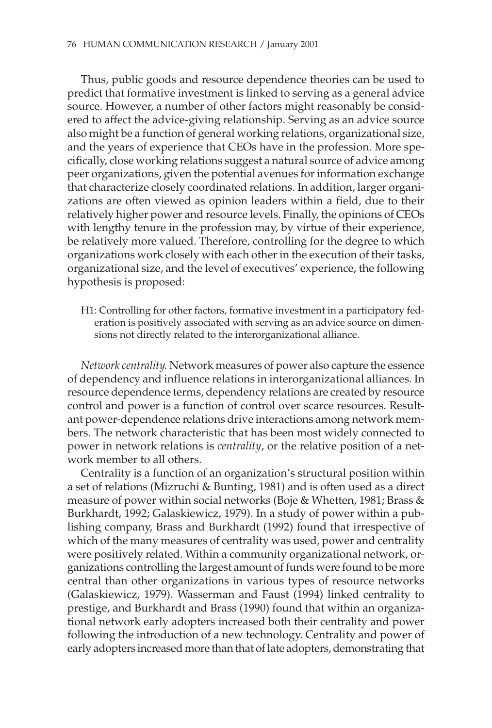Thus, public goods and resource dependence theories can be used to predict that formative investment is linked to serving as a general advice source. However, a number of other factors might reasonably be considered to affect the advice-giving relationship. Serving as an advice source also might be a function of general working relations, organizational size, and the years of experience that CEOs have in the profession. More specifically, close working relations suggest a natural source of advice among peer organizations, given the potential avenues for information exchange that characterize closely coordinated relations. In addition, larger organizations are often viewed as opinion leaders within a field, due to their relatively higher power and resource levels. Finally, the opinions of CEOs with lengthy tenure in the profession may, by virtue of their experience, be relatively more valued. Therefore, controlling for the degree to which organizations work closely with each other in the execution of their tasks, organizational size, and the level of executives' experience, the following hypothesis is proposed:

> H1: Controlling for other factors, formative investment in a participatory federation is positively associated with serving as an advice source on dimensions not directly related to the interorganizational alliance.

*Network centrality.* Network measures of power also capture the essence of dependency and influence relations in interorganizational alliances. In resource dependence terms, dependency relations are created by resource control and power is a function of control over scarce resources. Resultant power-dependence relations drive interactions among network members. The network characteristic that has been most widely connected to power in network relations is *centrality*, or the relative position of a network member to all others.

Centrality is a function of an organization's structural position within a set of relations (Mizruchi & Bunting, 1981) and is often used as a direct measure of power within social networks (Boje & Whetten, 1981; Brass & Burkhardt, 1992; Galaskiewicz, 1979). In a study of power within a publishing company, Brass and Burkhardt (1992) found that irrespective of which of the many measures of centrality was used, power and centrality were positively related. Within a community organizational network, organizations controlling the largest amount of funds were found to be more central than other organizations in various types of resource networks (Galaskiewicz, 1979). Wasserman and Faust (1994) linked centrality to prestige, and Burkhardt and Brass (1990) found that within an organizational network early adopters increased both their centrality and power following the introduction of a new technology. Centrality and power of early adopters increased more than that of late adopters, demonstrating that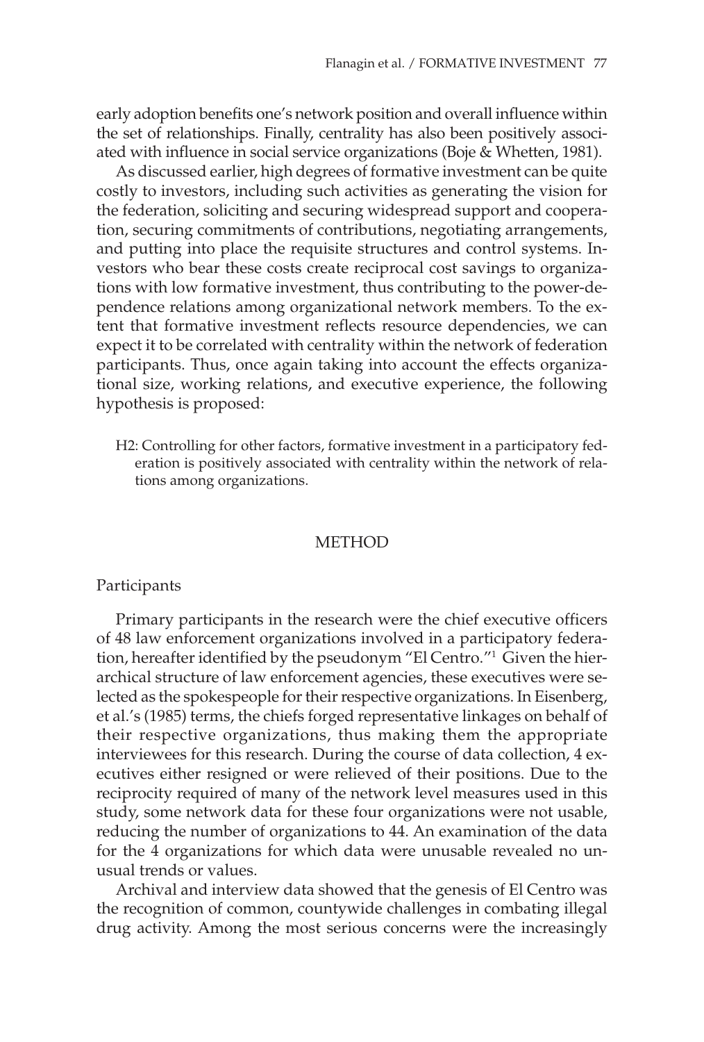early adoption benefits one's network position and overall influence within the set of relationships. Finally, centrality has also been positively associated with influence in social service organizations (Boje & Whetten, 1981).

As discussed earlier, high degrees of formative investment can be quite costly to investors, including such activities as generating the vision for the federation, soliciting and securing widespread support and cooperation, securing commitments of contributions, negotiating arrangements, and putting into place the requisite structures and control systems. Investors who bear these costs create reciprocal cost savings to organizations with low formative investment, thus contributing to the power-dependence relations among organizational network members. To the extent that formative investment reflects resource dependencies, we can expect it to be correlated with centrality within the network of federation participants. Thus, once again taking into account the effects organizational size, working relations, and executive experience, the following hypothesis is proposed:

> H2: Controlling for other factors, formative investment in a participatory federation is positively associated with centrality within the network of relations among organizations.

## METHOD

### Participants

Primary participants in the research were the chief executive officers of 48 law enforcement organizations involved in a participatory federation, hereafter identified by the pseudonym "El Centro."[1] Given the hierarchical structure of law enforcement agencies, these executives were selected as the spokespeople for their respective organizations. In Eisenberg, et al.'s (1985) terms, the chiefs forged representative linkages on behalf of their respective organizations, thus making them the appropriate interviewees for this research. During the course of data collection, 4 executives either resigned or were relieved of their positions. Due to the reciprocity required of many of the network level measures used in this study, some network data for these four organizations were not usable, reducing the number of organizations to 44. An examination of the data for the 4 organizations for which data were unusable revealed no unusual trends or values.

Archival and interview data showed that the genesis of El Centro was the recognition of common, countywide challenges in combating illegal drug activity. Among the most serious concerns were the increasingly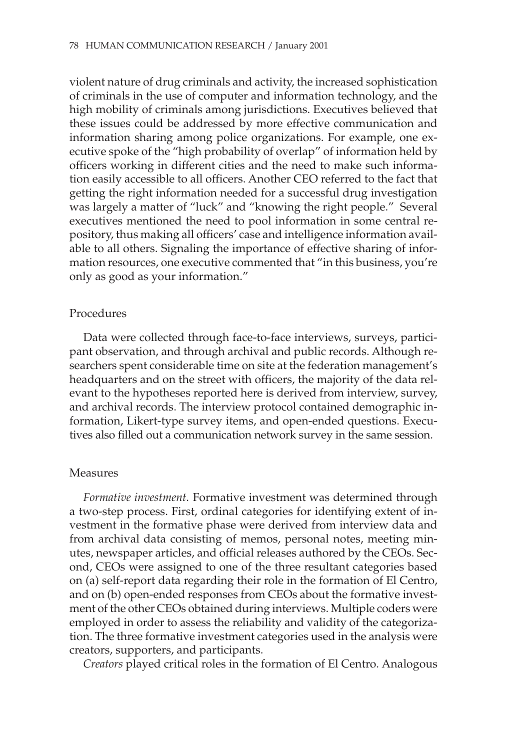violent nature of drug criminals and activity, the increased sophistication of criminals in the use of computer and information technology, and the high mobility of criminals among jurisdictions. Executives believed that these issues could be addressed by more effective communication and information sharing among police organizations. For example, one executive spoke of the "high probability of overlap" of information held by officers working in different cities and the need to make such information easily accessible to all officers. Another CEO referred to the fact that getting the right information needed for a successful drug investigation was largely a matter of "luck" and "knowing the right people." Several executives mentioned the need to pool information in some central repository, thus making all officers' case and intelligence information available to all others. Signaling the importance of effective sharing of information resources, one executive commented that "in this business, you're only as good as your information."

### Procedures

Data were collected through face-to-face interviews, surveys, participant observation, and through archival and public records. Although researchers spent considerable time on site at the federation management's headquarters and on the street with officers, the majority of the data relevant to the hypotheses reported here is derived from interview, survey, and archival records. The interview protocol contained demographic information, Likert-type survey items, and open-ended questions. Executives also filled out a communication network survey in the same session.

### Measures

*Formative investment.* Formative investment was determined through a two-step process. First, ordinal categories for identifying extent of investment in the formative phase were derived from interview data and from archival data consisting of memos, personal notes, meeting minutes, newspaper articles, and official releases authored by the CEOs. Second, CEOs were assigned to one of the three resultant categories based on (a) self-report data regarding their role in the formation of El Centro, and on (b) open-ended responses from CEOs about the formative investment of the other CEOs obtained during interviews. Multiple coders were employed in order to assess the reliability and validity of the categorization. The three formative investment categories used in the analysis were creators, supporters, and participants.

*Creators* played critical roles in the formation of El Centro. Analogous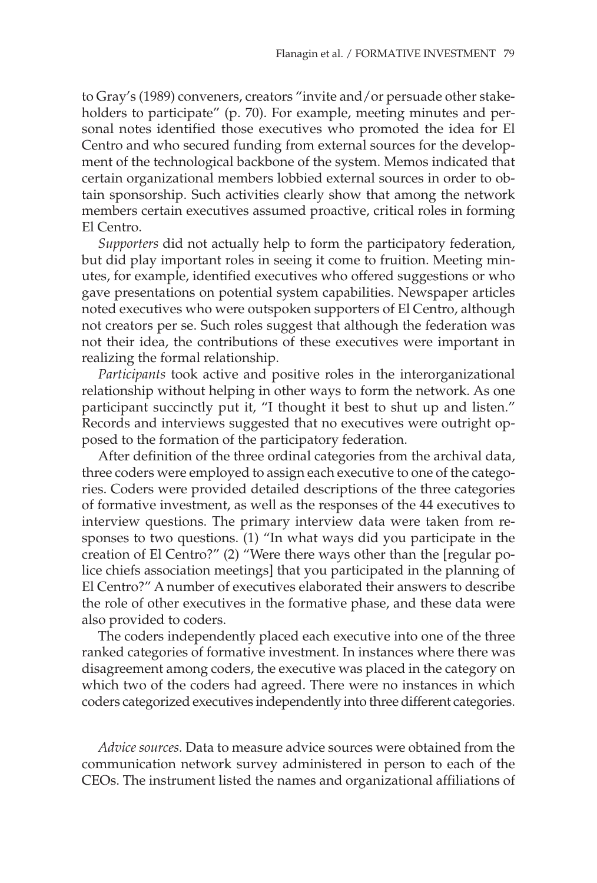to Gray's (1989) conveners, creators "invite and/or persuade other stakeholders to participate" (p. 70). For example, meeting minutes and personal notes identified those executives who promoted the idea for El Centro and who secured funding from external sources for the development of the technological backbone of the system. Memos indicated that certain organizational members lobbied external sources in order to obtain sponsorship. Such activities clearly show that among the network members certain executives assumed proactive, critical roles in forming El Centro.

*Supporters* did not actually help to form the participatory federation, but did play important roles in seeing it come to fruition. Meeting minutes, for example, identified executives who offered suggestions or who gave presentations on potential system capabilities. Newspaper articles noted executives who were outspoken supporters of El Centro, although not creators per se. Such roles suggest that although the federation was not their idea, the contributions of these executives were important in realizing the formal relationship.

*Participants* took active and positive roles in the interorganizational relationship without helping in other ways to form the network. As one participant succinctly put it, "I thought it best to shut up and listen." Records and interviews suggested that no executives were outright opposed to the formation of the participatory federation.

After definition of the three ordinal categories from the archival data, three coders were employed to assign each executive to one of the categories. Coders were provided detailed descriptions of the three categories of formative investment, as well as the responses of the 44 executives to interview questions. The primary interview data were taken from responses to two questions. (1) "In what ways did you participate in the creation of El Centro?" (2) "Were there ways other than the [regular police chiefs association meetings] that you participated in the planning of El Centro?" A number of executives elaborated their answers to describe the role of other executives in the formative phase, and these data were also provided to coders.

The coders independently placed each executive into one of the three ranked categories of formative investment. In instances where there was disagreement among coders, the executive was placed in the category on which two of the coders had agreed. There were no instances in which coders categorized executives independently into three different categories.

*Advice sources.* Data to measure advice sources were obtained from the communication network survey administered in person to each of the CEOs. The instrument listed the names and organizational affiliations of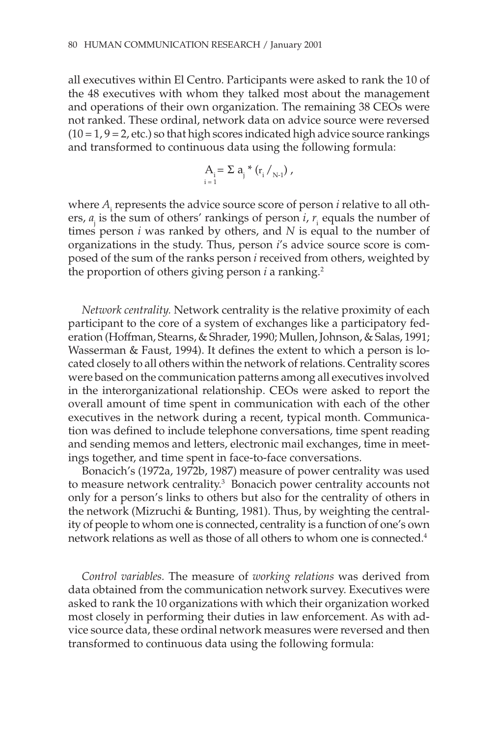all executives within El Centro. Participants were asked to rank the 10 of the 48 executives with whom they talked most about the management and operations of their own organization. The remaining 38 CEOs were not ranked. These ordinal, network data on advice source were reversed (10 = 1, 9 = 2, etc.) so that high scores indicated high advice source rankings and transformed to continuous data using the following formula:

$$A_i = \sum_{i=1} a_j * (r_i /_{N-1}),$$

where $A_i$ represents the advice source score of person *i* relative to all others, $a_j$ is the sum of others' rankings of person *i*, $r_i$ equals the number of times person *i* was ranked by others, and *N* is equal to the number of organizations in the study. Thus, person *i*'s advice source score is composed of the sum of the ranks person *i* received from others, weighted by the proportion of others giving person *i* a ranking.[2]

*Network centrality.* Network centrality is the relative proximity of each participant to the core of a system of exchanges like a participatory federation (Hoffman, Stearns, & Shrader, 1990; Mullen, Johnson, & Salas, 1991; Wasserman & Faust, 1994). It defines the extent to which a person is located closely to all others within the network of relations. Centrality scores were based on the communication patterns among all executives involved in the interorganizational relationship. CEOs were asked to report the overall amount of time spent in communication with each of the other executives in the network during a recent, typical month. Communication was defined to include telephone conversations, time spent reading and sending memos and letters, electronic mail exchanges, time in meetings together, and time spent in face-to-face conversations.

Bonacich's (1972a, 1972b, 1987) measure of power centrality was used to measure network centrality.[3] Bonacich power centrality accounts not only for a person's links to others but also for the centrality of others in the network (Mizruchi & Bunting, 1981). Thus, by weighting the centrality of people to whom one is connected, centrality is a function of one's own network relations as well as those of all others to whom one is connected.[4]

*Control variables.* The measure of *working relations* was derived from data obtained from the communication network survey. Executives were asked to rank the 10 organizations with which their organization worked most closely in performing their duties in law enforcement. As with advice source data, these ordinal network measures were reversed and then transformed to continuous data using the following formula: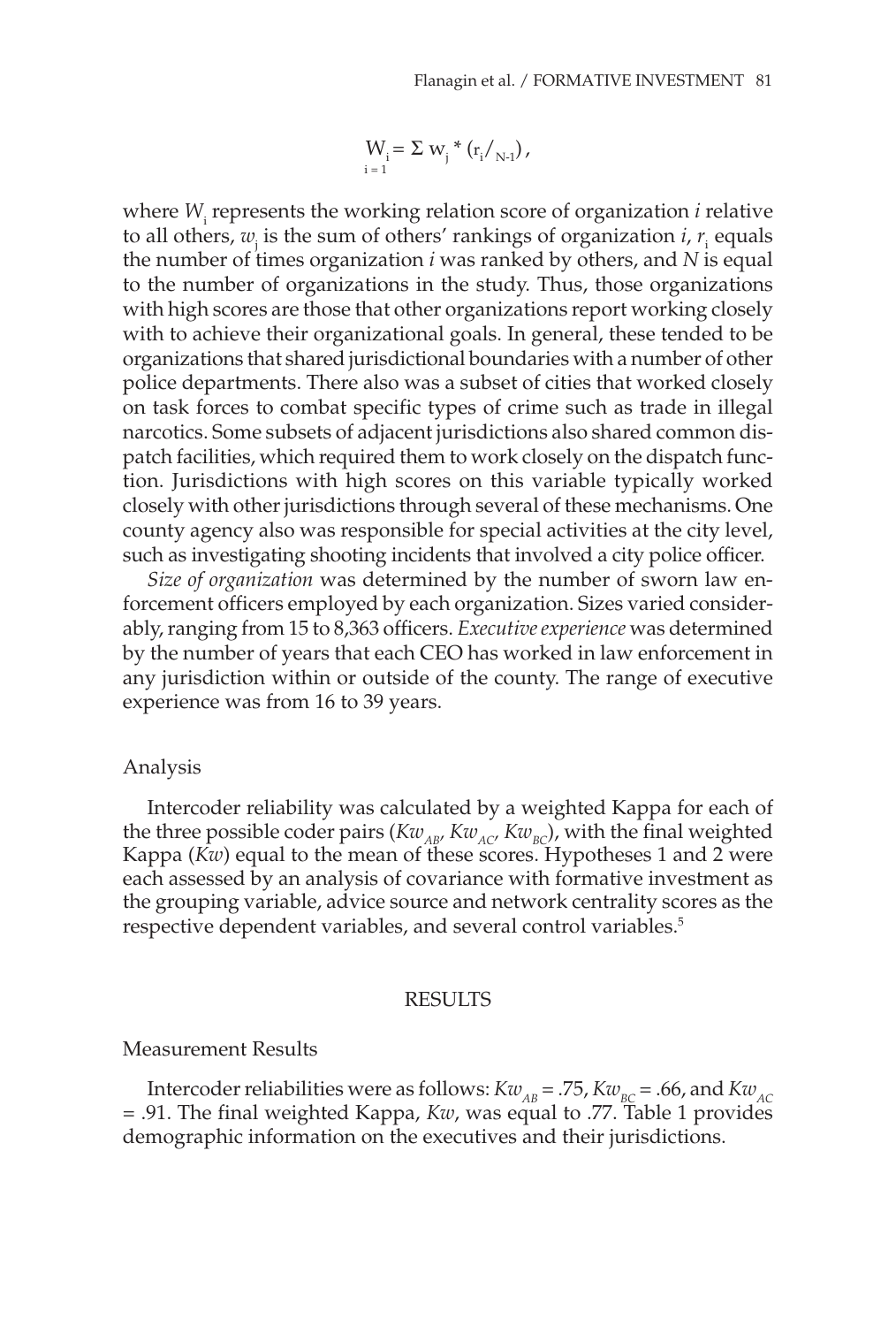$$W_i = \sum_{i=1} w_j * (r_i/_{N-1}),$$

where $W_i$ represents the working relation score of organization *i* relative to all others, $w_j$ is the sum of others' rankings of organization *i*, $r_i$ equals the number of times organization *i* was ranked by others, and *N* is equal to the number of organizations in the study. Thus, those organizations with high scores are those that other organizations report working closely with to achieve their organizational goals. In general, these tended to be organizations that shared jurisdictional boundaries with a number of other police departments. There also was a subset of cities that worked closely on task forces to combat specific types of crime such as trade in illegal narcotics. Some subsets of adjacent jurisdictions also shared common dispatch facilities, which required them to work closely on the dispatch function. Jurisdictions with high scores on this variable typically worked closely with other jurisdictions through several of these mechanisms. One county agency also was responsible for special activities at the city level, such as investigating shooting incidents that involved a city police officer.

*Size of organization* was determined by the number of sworn law enforcement officers employed by each organization. Sizes varied considerably, ranging from 15 to 8,363 officers. *Executive experience* was determined by the number of years that each CEO has worked in law enforcement in any jurisdiction within or outside of the county. The range of executive experience was from 16 to 39 years.

## Analysis

Intercoder reliability was calculated by a weighted Kappa for each of the three possible coder pairs ($Kw_{AB}$, $Kw_{AC}$, $Kw_{BC}$), with the final weighted Kappa ($Kw$) equal to the mean of these scores. Hypotheses 1 and 2 were each assessed by an analysis of covariance with formative investment as the grouping variable, advice source and network centrality scores as the respective dependent variables, and several control variables.[5]

# RESULTS

## Measurement Results

Intercoder reliabilities were as follows: $Kw_{AB} = .75$, $Kw_{BC} = .66$, and $Kw_{AC} = .91$. The final weighted Kappa, $Kw$, was equal to .77. Table 1 provides demographic information on the executives and their jurisdictions.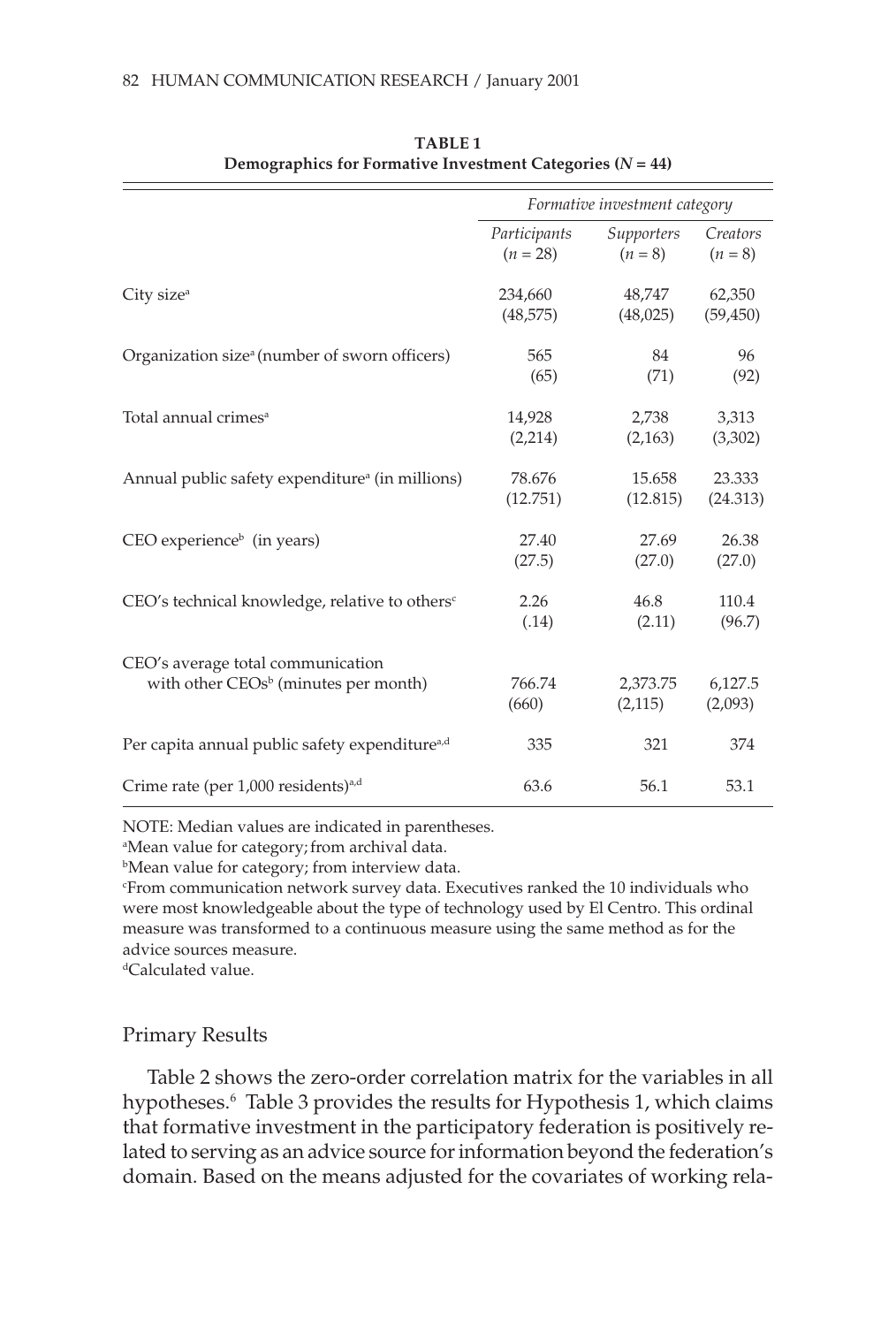**TABLE 1**
**Demographics for Formative Investment Categories ($N$ = 44)**

| | *Formative investment category* | | |
|---|---|---|---|
| | *Participants* ($n$ = 28) | *Supporters* ($n$ = 8) | *Creators* ($n$ = 8) |
| City size[a] | 234,660 (48,575) | 48,747 (48,025) | 62,350 (59,450) |
| Organization size[a] (number of sworn officers) | 565 (65) | 84 (71) | 96 (92) |
| Total annual crimes[a] | 14,928 (2,214) | 2,738 (2,163) | 3,313 (3,302) |
| Annual public safety expenditure[a] (in millions) | 78.676 (12.751) | 15.658 (12.815) | 23.333 (24.313) |
| CEO experience[b] (in years) | 27.40 (27.5) | 27.69 (27.0) | 26.38 (27.0) |
| CEO's technical knowledge, relative to others[c] | 2.26 (.14) | 46.8 (2.11) | 110.4 (96.7) |
| CEO's average total communication with other CEOs[b] (minutes per month) | 766.74 (660) | 2,373.75 (2,115) | 6,127.5 (2,093) |
| Per capita annual public safety expenditure[a,d] | 335 | 321 | 374 |
| Crime rate (per 1,000 residents)[a,d] | 63.6 | 56.1 | 53.1 |

NOTE: Median values are indicated in parentheses.
[a]Mean value for category; from archival data.
[b]Mean value for category; from interview data.
[c]From communication network survey data. Executives ranked the 10 individuals who were most knowledgeable about the type of technology used by El Centro. This ordinal measure was transformed to a continuous measure using the same method as for the advice sources measure.
[d]Calculated value.

## Primary Results

Table 2 shows the zero-order correlation matrix for the variables in all hypotheses.[6] Table 3 provides the results for Hypothesis 1, which claims that formative investment in the participatory federation is positively related to serving as an advice source for information beyond the federation's domain. Based on the means adjusted for the covariates of working rela-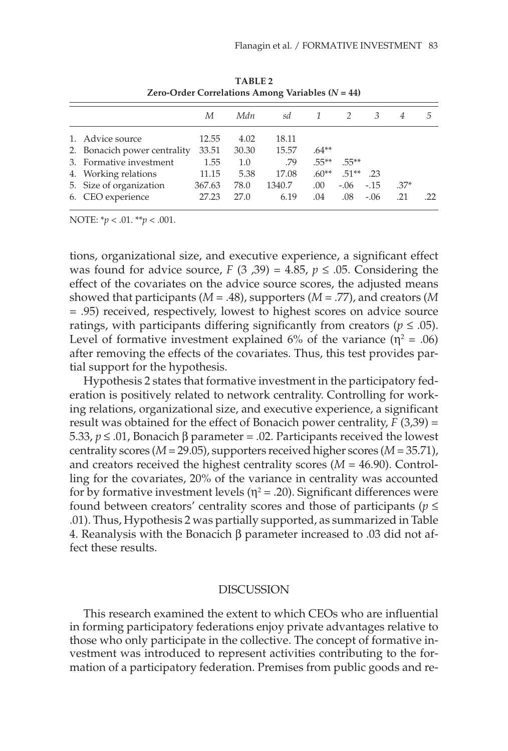**TABLE 2**
**Zero-Order Correlations Among Variables ($N = 44$)**

| | *M* | *Mdn* | *sd* | *1* | *2* | *3* | *4* | *5* |
|---|---|---|---|---|---|---|---|---|
| 1. Advice source | 12.55 | 4.02 | 18.11 | | | | | |
| 2. Bonacich power centrality | 33.51 | 30.30 | 15.57 | .64** | | | | |
| 3. Formative investment | 1.55 | 1.0 | .79 | .55** | .55** | | | |
| 4. Working relations | 11.15 | 5.38 | 17.08 | .60** | .51** | .23 | | |
| 5. Size of organization | 367.63 | 78.0 | 1340.7 | .00 | -.06 | -.15 | .37* | |
| 6. CEO experience | 27.23 | 27.0 | 6.19 | .04 | .08 | -.06 | .21 | .22 |

NOTE: *$p < .01$. **$p < .001$.

tions, organizational size, and executive experience, a significant effect was found for advice source, $F(3, 39) = 4.85$, $p \leq .05$. Considering the effect of the covariates on the advice source scores, the adjusted means showed that participants ($M = .48$), supporters ($M = .77$), and creators ($M = .95$) received, respectively, lowest to highest scores on advice source ratings, with participants differing significantly from creators ($p \leq .05$). Level of formative investment explained 6% of the variance ($\eta^2 = .06$) after removing the effects of the covariates. Thus, this test provides partial support for the hypothesis.

Hypothesis 2 states that formative investment in the participatory federation is positively related to network centrality. Controlling for working relations, organizational size, and executive experience, a significant result was obtained for the effect of Bonacich power centrality, $F(3,39) = 5.33$, $p \leq .01$, Bonacich $\beta$ parameter = .02. Participants received the lowest centrality scores ($M = 29.05$), supporters received higher scores ($M = 35.71$), and creators received the highest centrality scores ($M = 46.90$). Controlling for the covariates, 20% of the variance in centrality was accounted for by formative investment levels ($\eta^2 = .20$). Significant differences were found between creators' centrality scores and those of participants ($p \leq .01$). Thus, Hypothesis 2 was partially supported, as summarized in Table 4. Reanalysis with the Bonacich $\beta$ parameter increased to .03 did not affect these results.

## DISCUSSION

This research examined the extent to which CEOs who are influential in forming participatory federations enjoy private advantages relative to those who only participate in the collective. The concept of formative investment was introduced to represent activities contributing to the formation of a participatory federation. Premises from public goods and re-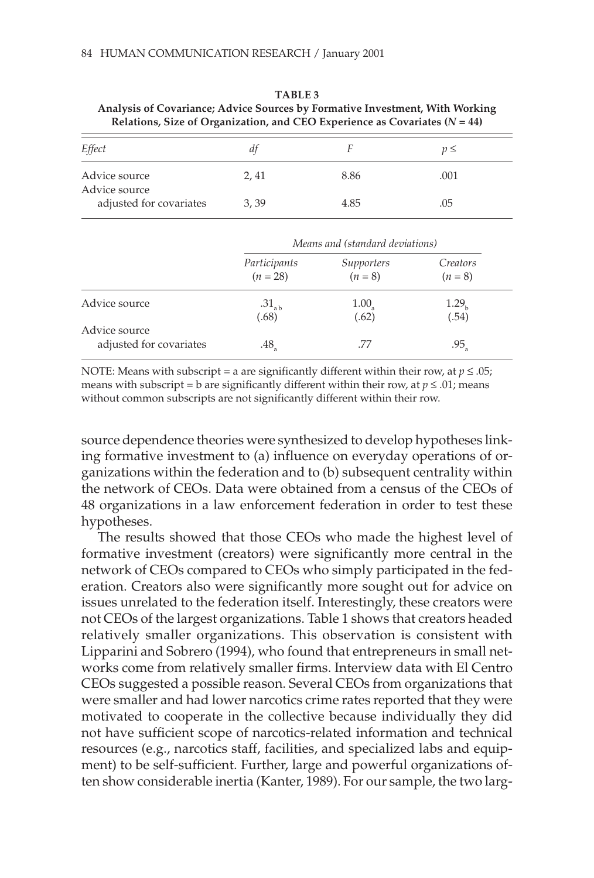**TABLE 3**
**Analysis of Covariance; Advice Sources by Formative Investment, With Working Relations, Size of Organization, and CEO Experience as Covariates ($N$ = 44)**

| *Effect* | *df* | *F* | $p \leq$ |
|---|---|---|---|
| Advice source | 2, 41 | 8.86 | .001 |
| Advice source adjusted for covariates | 3, 39 | 4.85 | .05 |

| | *Means and (standard deviations)* | | |
|---|---|---|---|
| | *Participants* ($n$ = 28) | *Supporters* ($n$ = 8) | *Creators* ($n$ = 8) |
| Advice source | $.31_{a\,b}$ (.68) | $1.00_{a}$ (.62) | $1.29_{b}$ (.54) |
| Advice source adjusted for covariates | $.48_{a}$ | .77 | $.95_{a}$ |

NOTE: Means with subscript = a are significantly different within their row, at $p \leq .05$; means with subscript = b are significantly different within their row, at $p \leq .01$; means without common subscripts are not significantly different within their row.

source dependence theories were synthesized to develop hypotheses linking formative investment to (a) influence on everyday operations of organizations within the federation and to (b) subsequent centrality within the network of CEOs. Data were obtained from a census of the CEOs of 48 organizations in a law enforcement federation in order to test these hypotheses.

The results showed that those CEOs who made the highest level of formative investment (creators) were significantly more central in the network of CEOs compared to CEOs who simply participated in the federation. Creators also were significantly more sought out for advice on issues unrelated to the federation itself. Interestingly, these creators were not CEOs of the largest organizations. Table 1 shows that creators headed relatively smaller organizations. This observation is consistent with Lipparini and Sobrero (1994), who found that entrepreneurs in small networks come from relatively smaller firms. Interview data with El Centro CEOs suggested a possible reason. Several CEOs from organizations that were smaller and had lower narcotics crime rates reported that they were motivated to cooperate in the collective because individually they did not have sufficient scope of narcotics-related information and technical resources (e.g., narcotics staff, facilities, and specialized labs and equipment) to be self-sufficient. Further, large and powerful organizations often show considerable inertia (Kanter, 1989). For our sample, the two larg-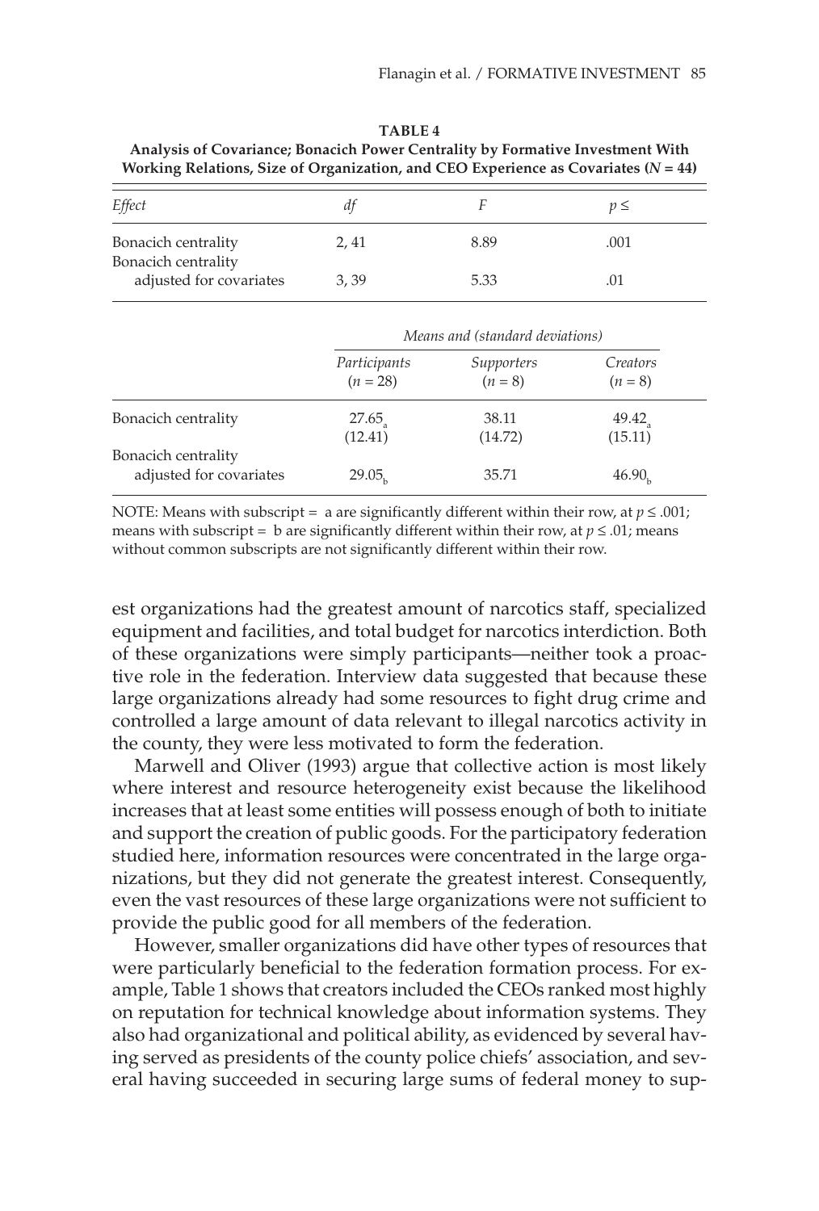**TABLE 4**
**Analysis of Covariance; Bonacich Power Centrality by Formative Investment With Working Relations, Size of Organization, and CEO Experience as Covariates ($N$ = 44)**

| *Effect* | *df* | *F* | $p \leq$ |
|---|---|---|---|
| Bonacich centrality | 2, 41 | 8.89 | .001 |
| Bonacich centrality adjusted for covariates | 3, 39 | 5.33 | .01 |

| | *Means and (standard deviations)* | | |
|---|---|---|---|
| | *Participants* ($n$ = 28) | *Supporters* ($n$ = 8) | *Creators* ($n$ = 8) |
| Bonacich centrality | $27.65_a$ (12.41) | 38.11 (14.72) | $49.42_a$ (15.11) |
| Bonacich centrality adjusted for covariates | $29.05_b$ | 35.71 | $46.90_b$ |

NOTE: Means with subscript = a are significantly different within their row, at $p \leq .001$; means with subscript = b are significantly different within their row, at $p \leq .01$; means without common subscripts are not significantly different within their row.

est organizations had the greatest amount of narcotics staff, specialized equipment and facilities, and total budget for narcotics interdiction. Both of these organizations were simply participants—neither took a proactive role in the federation. Interview data suggested that because these large organizations already had some resources to fight drug crime and controlled a large amount of data relevant to illegal narcotics activity in the county, they were less motivated to form the federation.

Marwell and Oliver (1993) argue that collective action is most likely where interest and resource heterogeneity exist because the likelihood increases that at least some entities will possess enough of both to initiate and support the creation of public goods. For the participatory federation studied here, information resources were concentrated in the large organizations, but they did not generate the greatest interest. Consequently, even the vast resources of these large organizations were not sufficient to provide the public good for all members of the federation.

However, smaller organizations did have other types of resources that were particularly beneficial to the federation formation process. For example, Table 1 shows that creators included the CEOs ranked most highly on reputation for technical knowledge about information systems. They also had organizational and political ability, as evidenced by several having served as presidents of the county police chiefs' association, and several having succeeded in securing large sums of federal money to sup-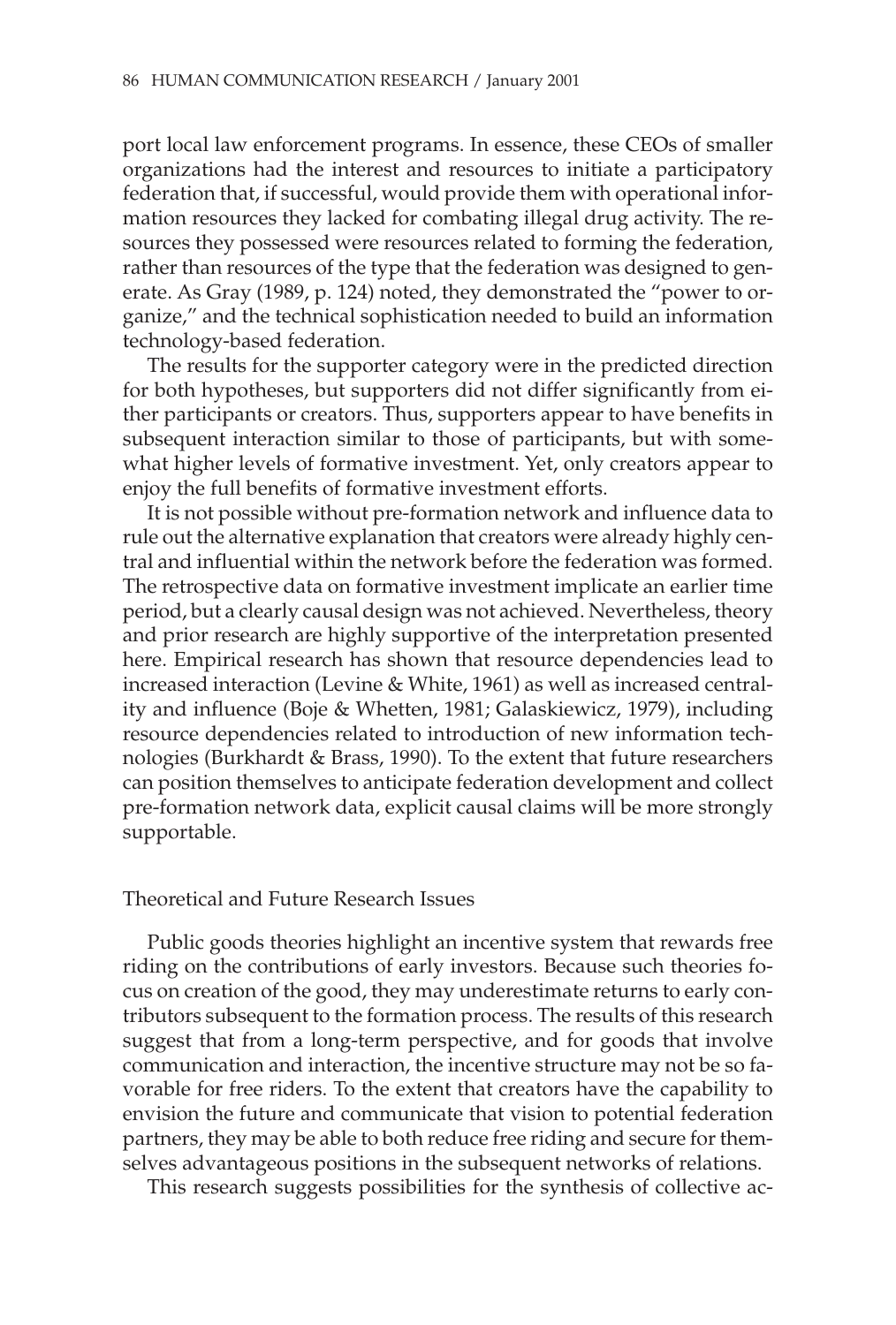port local law enforcement programs. In essence, these CEOs of smaller organizations had the interest and resources to initiate a participatory federation that, if successful, would provide them with operational information resources they lacked for combating illegal drug activity. The resources they possessed were resources related to forming the federation, rather than resources of the type that the federation was designed to generate. As Gray (1989, p. 124) noted, they demonstrated the "power to organize," and the technical sophistication needed to build an information technology-based federation.

The results for the supporter category were in the predicted direction for both hypotheses, but supporters did not differ significantly from either participants or creators. Thus, supporters appear to have benefits in subsequent interaction similar to those of participants, but with somewhat higher levels of formative investment. Yet, only creators appear to enjoy the full benefits of formative investment efforts.

It is not possible without pre-formation network and influence data to rule out the alternative explanation that creators were already highly central and influential within the network before the federation was formed. The retrospective data on formative investment implicate an earlier time period, but a clearly causal design was not achieved. Nevertheless, theory and prior research are highly supportive of the interpretation presented here. Empirical research has shown that resource dependencies lead to increased interaction (Levine & White, 1961) as well as increased centrality and influence (Boje & Whetten, 1981; Galaskiewicz, 1979), including resource dependencies related to introduction of new information technologies (Burkhardt & Brass, 1990). To the extent that future researchers can position themselves to anticipate federation development and collect pre-formation network data, explicit causal claims will be more strongly supportable.

## Theoretical and Future Research Issues

Public goods theories highlight an incentive system that rewards free riding on the contributions of early investors. Because such theories focus on creation of the good, they may underestimate returns to early contributors subsequent to the formation process. The results of this research suggest that from a long-term perspective, and for goods that involve communication and interaction, the incentive structure may not be so favorable for free riders. To the extent that creators have the capability to envision the future and communicate that vision to potential federation partners, they may be able to both reduce free riding and secure for themselves advantageous positions in the subsequent networks of relations.

This research suggests possibilities for the synthesis of collective ac-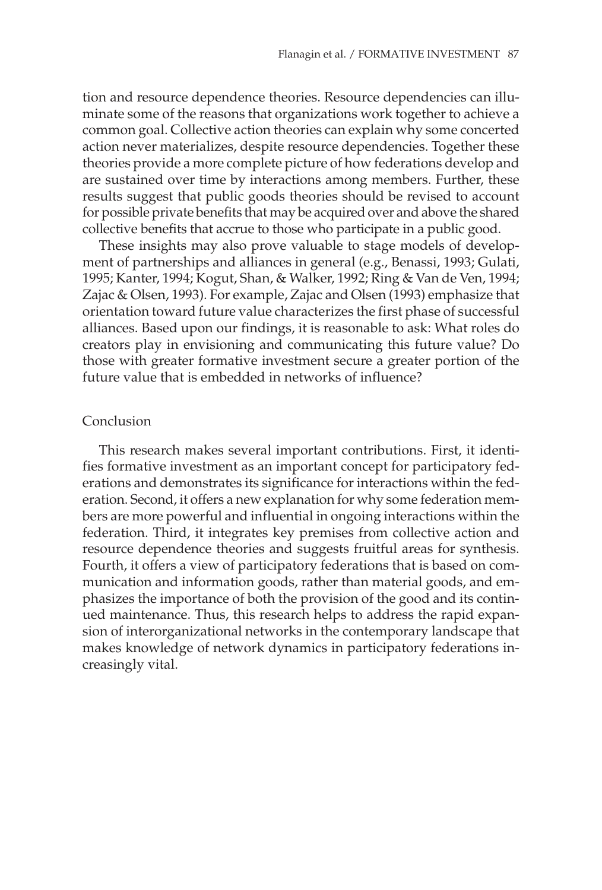tion and resource dependence theories. Resource dependencies can illuminate some of the reasons that organizations work together to achieve a common goal. Collective action theories can explain why some concerted action never materializes, despite resource dependencies. Together these theories provide a more complete picture of how federations develop and are sustained over time by interactions among members. Further, these results suggest that public goods theories should be revised to account for possible private benefits that may be acquired over and above the shared collective benefits that accrue to those who participate in a public good.

These insights may also prove valuable to stage models of development of partnerships and alliances in general (e.g., Benassi, 1993; Gulati, 1995; Kanter, 1994; Kogut, Shan, & Walker, 1992; Ring & Van de Ven, 1994; Zajac & Olsen, 1993). For example, Zajac and Olsen (1993) emphasize that orientation toward future value characterizes the first phase of successful alliances. Based upon our findings, it is reasonable to ask: What roles do creators play in envisioning and communicating this future value? Do those with greater formative investment secure a greater portion of the future value that is embedded in networks of influence?

## Conclusion

This research makes several important contributions. First, it identifies formative investment as an important concept for participatory federations and demonstrates its significance for interactions within the federation. Second, it offers a new explanation for why some federation members are more powerful and influential in ongoing interactions within the federation. Third, it integrates key premises from collective action and resource dependence theories and suggests fruitful areas for synthesis. Fourth, it offers a view of participatory federations that is based on communication and information goods, rather than material goods, and emphasizes the importance of both the provision of the good and its continued maintenance. Thus, this research helps to address the rapid expansion of interorganizational networks in the contemporary landscape that makes knowledge of network dynamics in participatory federations increasingly vital.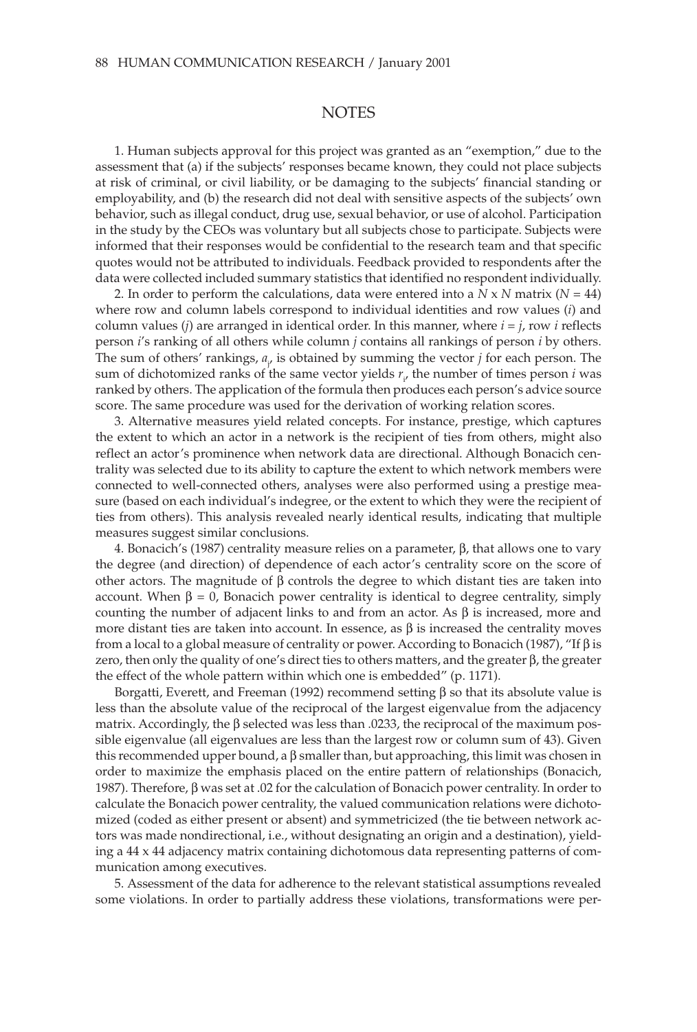## NOTES

1. Human subjects approval for this project was granted as an "exemption," due to the assessment that (a) if the subjects' responses became known, they could not place subjects at risk of criminal, or civil liability, or be damaging to the subjects' financial standing or employability, and (b) the research did not deal with sensitive aspects of the subjects' own behavior, such as illegal conduct, drug use, sexual behavior, or use of alcohol. Participation in the study by the CEOs was voluntary but all subjects chose to participate. Subjects were informed that their responses would be confidential to the research team and that specific quotes would not be attributed to individuals. Feedback provided to respondents after the data were collected included summary statistics that identified no respondent individually.

2. In order to perform the calculations, data were entered into a $N$ x $N$ matrix ($N$ = 44) where row and column labels correspond to individual identities and row values ($i$) and column values ($j$) are arranged in identical order. In this manner, where $i = j$, row $i$ reflects person $i$'s ranking of all others while column $j$ contains all rankings of person $i$ by others. The sum of others' rankings, $a_i$, is obtained by summing the vector $j$ for each person. The sum of dichotomized ranks of the same vector yields $r_i$, the number of times person $i$ was ranked by others. The application of the formula then produces each person's advice source score. The same procedure was used for the derivation of working relation scores.

3. Alternative measures yield related concepts. For instance, prestige, which captures the extent to which an actor in a network is the recipient of ties from others, might also reflect an actor's prominence when network data are directional. Although Bonacich centrality was selected due to its ability to capture the extent to which network members were connected to well-connected others, analyses were also performed using a prestige measure (based on each individual's indegree, or the extent to which they were the recipient of ties from others). This analysis revealed nearly identical results, indicating that multiple measures suggest similar conclusions.

4. Bonacich's (1987) centrality measure relies on a parameter, β, that allows one to vary the degree (and direction) of dependence of each actor's centrality score on the score of other actors. The magnitude of β controls the degree to which distant ties are taken into account. When β = 0, Bonacich power centrality is identical to degree centrality, simply counting the number of adjacent links to and from an actor. As β is increased, more and more distant ties are taken into account. In essence, as β is increased the centrality moves from a local to a global measure of centrality or power. According to Bonacich (1987), "If β is zero, then only the quality of one's direct ties to others matters, and the greater β, the greater the effect of the whole pattern within which one is embedded" (p. 1171).

Borgatti, Everett, and Freeman (1992) recommend setting β so that its absolute value is less than the absolute value of the reciprocal of the largest eigenvalue from the adjacency matrix. Accordingly, the β selected was less than .0233, the reciprocal of the maximum possible eigenvalue (all eigenvalues are less than the largest row or column sum of 43). Given this recommended upper bound, a β smaller than, but approaching, this limit was chosen in order to maximize the emphasis placed on the entire pattern of relationships (Bonacich, 1987). Therefore, β was set at .02 for the calculation of Bonacich power centrality. In order to calculate the Bonacich power centrality, the valued communication relations were dichotomized (coded as either present or absent) and symmetricized (the tie between network actors was made nondirectional, i.e., without designating an origin and a destination), yielding a 44 x 44 adjacency matrix containing dichotomous data representing patterns of communication among executives.

5. Assessment of the data for adherence to the relevant statistical assumptions revealed some violations. In order to partially address these violations, transformations were per-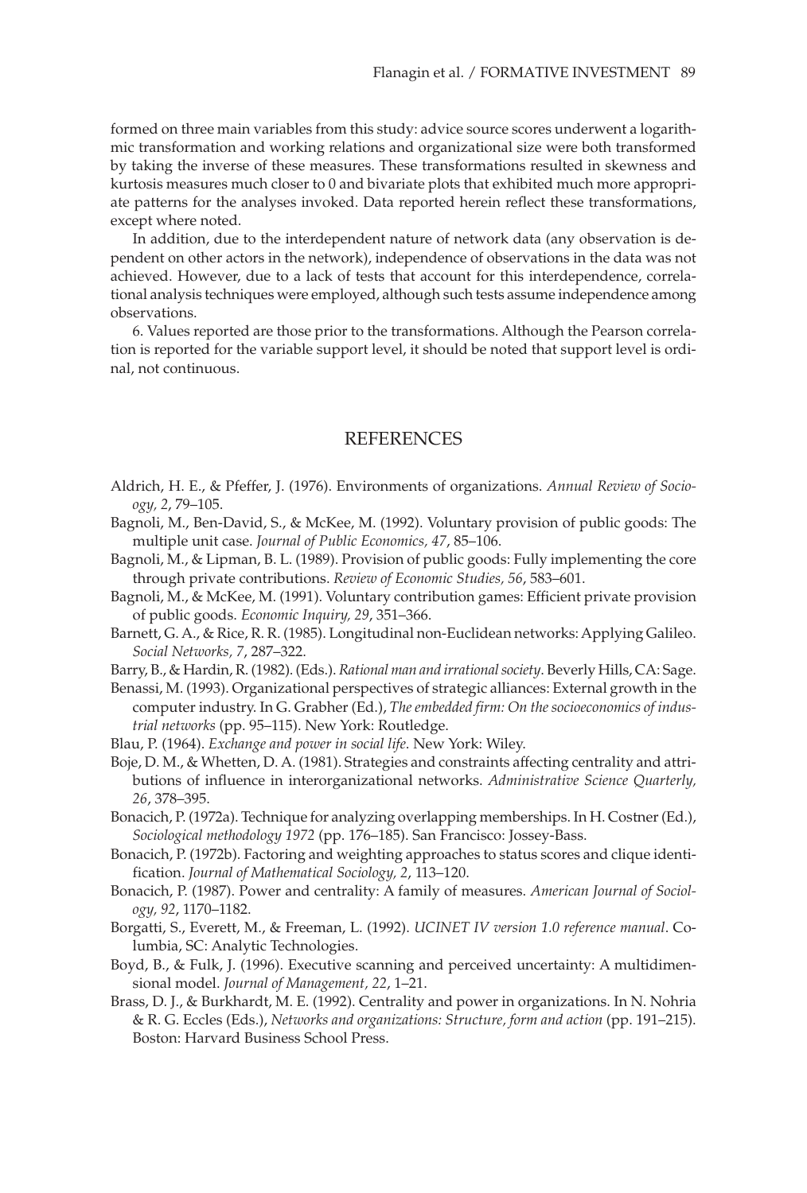formed on three main variables from this study: advice source scores underwent a logarithmic transformation and working relations and organizational size were both transformed by taking the inverse of these measures. These transformations resulted in skewness and kurtosis measures much closer to 0 and bivariate plots that exhibited much more appropriate patterns for the analyses invoked. Data reported herein reflect these transformations, except where noted.

In addition, due to the interdependent nature of network data (any observation is dependent on other actors in the network), independence of observations in the data was not achieved. However, due to a lack of tests that account for this interdependence, correlational analysis techniques were employed, although such tests assume independence among observations.

6. Values reported are those prior to the transformations. Although the Pearson correlation is reported for the variable support level, it should be noted that support level is ordinal, not continuous.

## REFERENCES

Aldrich, H. E., & Pfeffer, J. (1976). Environments of organizations. *Annual Review of Sociology, 2*, 79–105.

Bagnoli, M., Ben-David, S., & McKee, M. (1992). Voluntary provision of public goods: The multiple unit case. *Journal of Public Economics, 47*, 85–106.

Bagnoli, M., & Lipman, B. L. (1989). Provision of public goods: Fully implementing the core through private contributions. *Review of Economic Studies, 56*, 583–601.

Bagnoli, M., & McKee, M. (1991). Voluntary contribution games: Efficient private provision of public goods. *Economic Inquiry, 29*, 351–366.

Barnett, G. A., & Rice, R. R. (1985). Longitudinal non-Euclidean networks: Applying Galileo. *Social Networks, 7*, 287–322.

Barry, B., & Hardin, R. (1982). (Eds.). *Rational man and irrational society*. Beverly Hills, CA: Sage.

Benassi, M. (1993). Organizational perspectives of strategic alliances: External growth in the computer industry. In G. Grabher (Ed.), *The embedded firm: On the socioeconomics of industrial networks* (pp. 95–115). New York: Routledge.

Blau, P. (1964). *Exchange and power in social life*. New York: Wiley.

Boje, D. M., & Whetten, D. A. (1981). Strategies and constraints affecting centrality and attributions of influence in interorganizational networks. *Administrative Science Quarterly, 26*, 378–395.

Bonacich, P. (1972a). Technique for analyzing overlapping memberships. In H. Costner (Ed.), *Sociological methodology 1972* (pp. 176–185). San Francisco: Jossey-Bass.

Bonacich, P. (1972b). Factoring and weighting approaches to status scores and clique identification. *Journal of Mathematical Sociology, 2*, 113–120.

Bonacich, P. (1987). Power and centrality: A family of measures. *American Journal of Sociology, 92*, 1170–1182.

Borgatti, S., Everett, M., & Freeman, L. (1992). *UCINET IV version 1.0 reference manual*. Columbia, SC: Analytic Technologies.

Boyd, B., & Fulk, J. (1996). Executive scanning and perceived uncertainty: A multidimensional model. *Journal of Management, 22*, 1–21.

Brass, D. J., & Burkhardt, M. E. (1992). Centrality and power in organizations. In N. Nohria & R. G. Eccles (Eds.), *Networks and organizations: Structure, form and action* (pp. 191–215). Boston: Harvard Business School Press.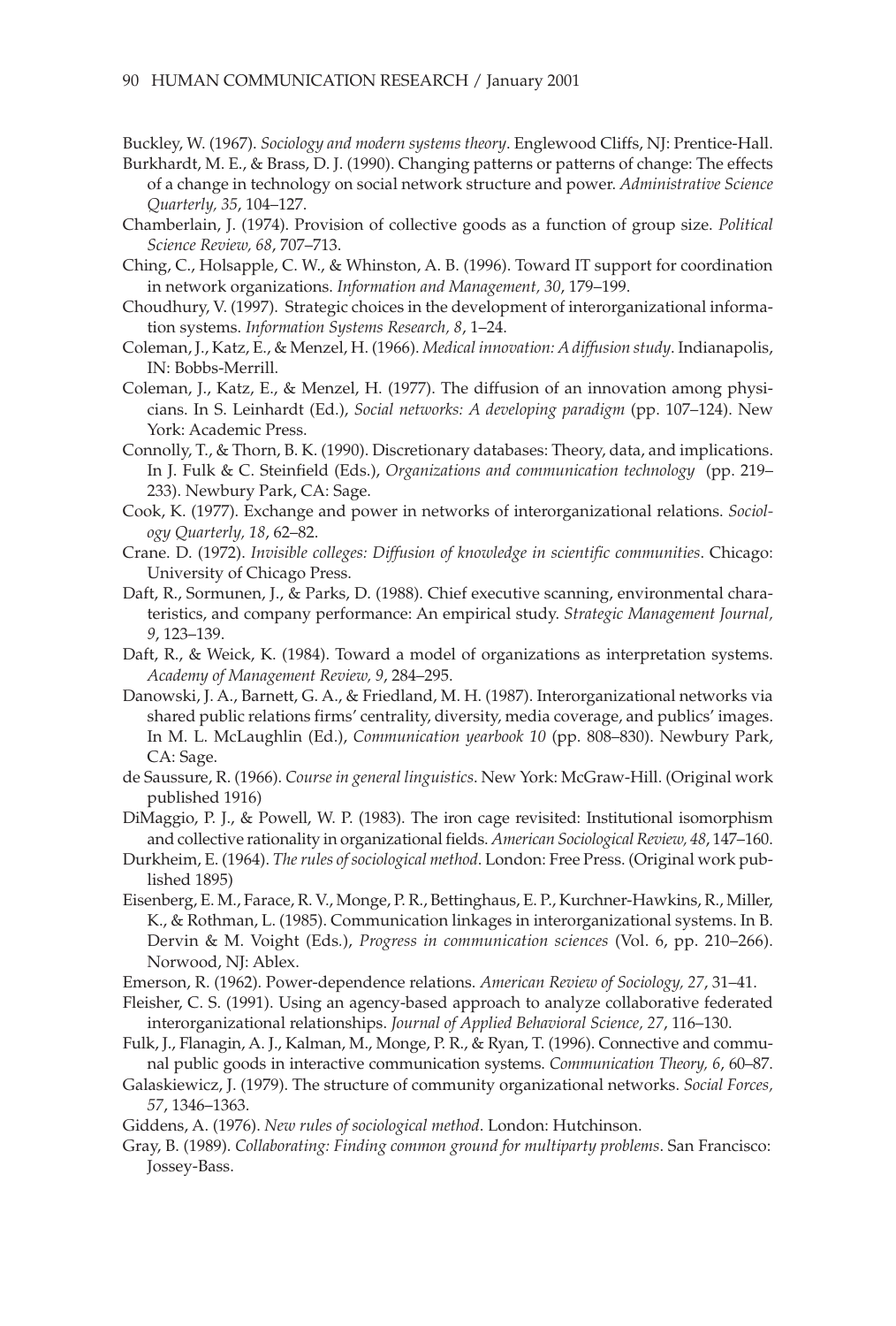Buckley, W. (1967). *Sociology and modern systems theory*. Englewood Cliffs, NJ: Prentice-Hall.

Burkhardt, M. E., & Brass, D. J. (1990). Changing patterns or patterns of change: The effects of a change in technology on social network structure and power. *Administrative Science Quarterly, 35*, 104–127.

Chamberlain, J. (1974). Provision of collective goods as a function of group size. *Political Science Review, 68*, 707–713.

Ching, C., Holsapple, C. W., & Whinston, A. B. (1996). Toward IT support for coordination in network organizations. *Information and Management, 30*, 179–199.

Choudhury, V. (1997). Strategic choices in the development of interorganizational information systems. *Information Systems Research, 8*, 1–24.

Coleman, J., Katz, E., & Menzel, H. (1966). *Medical innovation: A diffusion study*. Indianapolis, IN: Bobbs-Merrill.

Coleman, J., Katz, E., & Menzel, H. (1977). The diffusion of an innovation among physicians. In S. Leinhardt (Ed.), *Social networks: A developing paradigm* (pp. 107–124). New York: Academic Press.

Connolly, T., & Thorn, B. K. (1990). Discretionary databases: Theory, data, and implications. In J. Fulk & C. Steinfield (Eds.), *Organizations and communication technology* (pp. 219–233). Newbury Park, CA: Sage.

Cook, K. (1977). Exchange and power in networks of interorganizational relations. *Sociology Quarterly, 18*, 62–82.

Crane. D. (1972). *Invisible colleges: Diffusion of knowledge in scientific communities*. Chicago: University of Chicago Press.

Daft, R., Sormunen, J., & Parks, D. (1988). Chief executive scanning, environmental characteristics, and company performance: An empirical study. *Strategic Management Journal, 9*, 123–139.

Daft, R., & Weick, K. (1984). Toward a model of organizations as interpretation systems. *Academy of Management Review, 9*, 284–295.

Danowski, J. A., Barnett, G. A., & Friedland, M. H. (1987). Interorganizational networks via shared public relations firms' centrality, diversity, media coverage, and publics' images. In M. L. McLaughlin (Ed.), *Communication yearbook 10* (pp. 808–830). Newbury Park, CA: Sage.

de Saussure, R. (1966). *Course in general linguistics*. New York: McGraw-Hill. (Original work published 1916)

DiMaggio, P. J., & Powell, W. P. (1983). The iron cage revisited: Institutional isomorphism and collective rationality in organizational fields. *American Sociological Review, 48*, 147–160.

Durkheim, E. (1964). *The rules of sociological method*. London: Free Press. (Original work published 1895)

Eisenberg, E. M., Farace, R. V., Monge, P. R., Bettinghaus, E. P., Kurchner-Hawkins, R., Miller, K., & Rothman, L. (1985). Communication linkages in interorganizational systems. In B. Dervin & M. Voight (Eds.), *Progress in communication sciences* (Vol. 6, pp. 210–266). Norwood, NJ: Ablex.

Emerson, R. (1962). Power-dependence relations. *American Review of Sociology, 27*, 31–41.

Fleisher, C. S. (1991). Using an agency-based approach to analyze collaborative federated interorganizational relationships. *Journal of Applied Behavioral Science, 27*, 116–130.

Fulk, J., Flanagin, A. J., Kalman, M., Monge, P. R., & Ryan, T. (1996). Connective and communal public goods in interactive communication systems. *Communication Theory, 6*, 60–87.

Galaskiewicz, J. (1979). The structure of community organizational networks. *Social Forces, 57*, 1346–1363.

Giddens, A. (1976). *New rules of sociological method*. London: Hutchinson.

Gray, B. (1989). *Collaborating: Finding common ground for multiparty problems*. San Francisco: Jossey-Bass.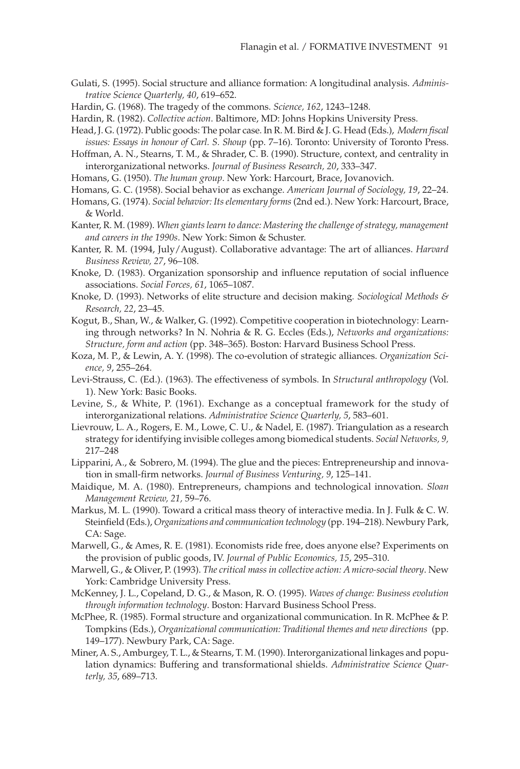Gulati, S. (1995). Social structure and alliance formation: A longitudinal analysis. *Administrative Science Quarterly, 40*, 619–652.

Hardin, G. (1968). The tragedy of the commons. *Science, 162*, 1243–1248.

Hardin, R. (1982). *Collective action*. Baltimore, MD: Johns Hopkins University Press.

Head, J. G. (1972). Public goods: The polar case. In R. M. Bird & J. G. Head (Eds.), *Modern fiscal issues: Essays in honour of Carl. S. Shoup* (pp. 7–16). Toronto: University of Toronto Press.

Hoffman, A. N., Stearns, T. M., & Shrader, C. B. (1990). Structure, context, and centrality in interorganizational networks. *Journal of Business Research, 20*, 333–347.

Homans, G. (1950). *The human group*. New York: Harcourt, Brace, Jovanovich.

Homans, G. C. (1958). Social behavior as exchange. *American Journal of Sociology, 19*, 22–24.

Homans, G. (1974). *Social behavior: Its elementary forms* (2nd ed.). New York: Harcourt, Brace, & World.

Kanter, R. M. (1989). *When giants learn to dance: Mastering the challenge of strategy, management and careers in the 1990s*. New York: Simon & Schuster.

Kanter, R. M. (1994, July/August). Collaborative advantage: The art of alliances. *Harvard Business Review, 27*, 96–108.

Knoke, D. (1983). Organization sponsorship and influence reputation of social influence associations. *Social Forces, 61*, 1065–1087.

Knoke, D. (1993). Networks of elite structure and decision making. *Sociological Methods & Research, 22*, 23–45.

Kogut, B., Shan, W., & Walker, G. (1992). Competitive cooperation in biotechnology: Learning through networks? In N. Nohria & R. G. Eccles (Eds.), *Networks and organizations: Structure, form and action* (pp. 348–365). Boston: Harvard Business School Press.

Koza, M. P., & Lewin, A. Y. (1998). The co-evolution of strategic alliances. *Organization Science, 9*, 255–264.

Levi-Strauss, C. (Ed.). (1963). The effectiveness of symbols. In *Structural anthropology* (Vol. 1). New York: Basic Books.

Levine, S., & White, P. (1961). Exchange as a conceptual framework for the study of interorganizational relations. *Administrative Science Quarterly, 5*, 583–601.

Lievrouw, L. A., Rogers, E. M., Lowe, C. U., & Nadel, E. (1987). Triangulation as a research strategy for identifying invisible colleges among biomedical students. *Social Networks, 9*, 217–248

Lipparini, A., & Sobrero, M. (1994). The glue and the pieces: Entrepreneurship and innovation in small-firm networks. *Journal of Business Venturing, 9*, 125–141.

Maidique, M. A. (1980). Entrepreneurs, champions and technological innovation. *Sloan Management Review, 21*, 59–76.

Markus, M. L. (1990). Toward a critical mass theory of interactive media. In J. Fulk & C. W. Steinfield (Eds.), *Organizations and communication technology* (pp. 194–218). Newbury Park, CA: Sage.

Marwell, G., & Ames, R. E. (1981). Economists ride free, does anyone else? Experiments on the provision of public goods, IV. *Journal of Public Economics, 15*, 295–310.

Marwell, G., & Oliver, P. (1993). *The critical mass in collective action: A micro-social theory*. New York: Cambridge University Press.

McKenney, J. L., Copeland, D. G., & Mason, R. O. (1995). *Waves of change: Business evolution through information technology*. Boston: Harvard Business School Press.

McPhee, R. (1985). Formal structure and organizational communication. In R. McPhee & P. Tompkins (Eds.), *Organizational communication: Traditional themes and new directions* (pp. 149–177). Newbury Park, CA: Sage.

Miner, A. S., Amburgey, T. L., & Stearns, T. M. (1990). Interorganizational linkages and population dynamics: Buffering and transformational shields. *Administrative Science Quarterly, 35*, 689–713.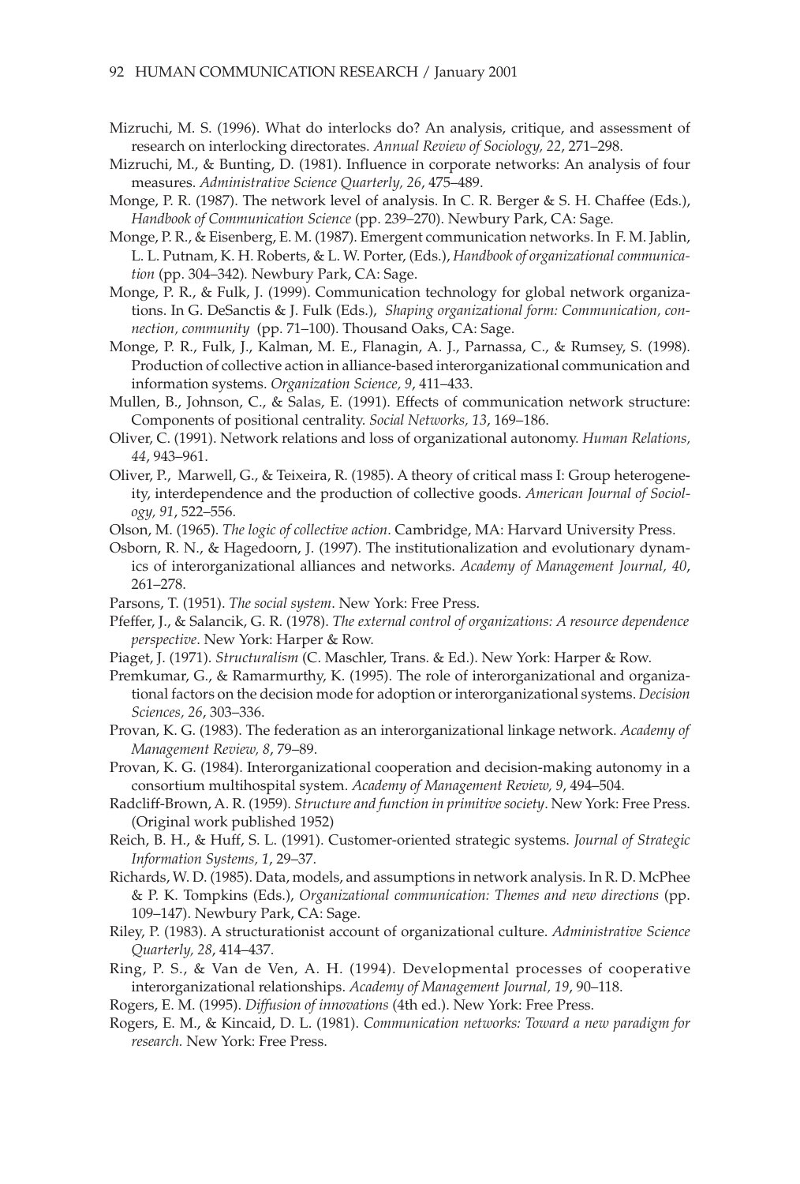Mizruchi, M. S. (1996). What do interlocks do? An analysis, critique, and assessment of research on interlocking directorates. *Annual Review of Sociology, 22*, 271–298.

Mizruchi, M., & Bunting, D. (1981). Influence in corporate networks: An analysis of four measures. *Administrative Science Quarterly, 26*, 475–489.

Monge, P. R. (1987). The network level of analysis. In C. R. Berger & S. H. Chaffee (Eds.), *Handbook of Communication Science* (pp. 239–270). Newbury Park, CA: Sage.

Monge, P. R., & Eisenberg, E. M. (1987). Emergent communication networks. In F. M. Jablin, L. L. Putnam, K. H. Roberts, & L. W. Porter, (Eds.), *Handbook of organizational communication* (pp. 304–342). Newbury Park, CA: Sage.

Monge, P. R., & Fulk, J. (1999). Communication technology for global network organizations. In G. DeSanctis & J. Fulk (Eds.), *Shaping organizational form: Communication, connection, community* (pp. 71–100). Thousand Oaks, CA: Sage.

Monge, P. R., Fulk, J., Kalman, M. E., Flanagin, A. J., Parnassa, C., & Rumsey, S. (1998). Production of collective action in alliance-based interorganizational communication and information systems. *Organization Science, 9*, 411–433.

Mullen, B., Johnson, C., & Salas, E. (1991). Effects of communication network structure: Components of positional centrality. *Social Networks, 13*, 169–186.

Oliver, C. (1991). Network relations and loss of organizational autonomy. *Human Relations, 44*, 943–961.

Oliver, P., Marwell, G., & Teixeira, R. (1985). A theory of critical mass I: Group heterogeneity, interdependence and the production of collective goods. *American Journal of Sociology, 91*, 522–556.

Olson, M. (1965). *The logic of collective action*. Cambridge, MA: Harvard University Press.

Osborn, R. N., & Hagedoorn, J. (1997). The institutionalization and evolutionary dynamics of interorganizational alliances and networks. *Academy of Management Journal, 40*, 261–278.

Parsons, T. (1951). *The social system*. New York: Free Press.

Pfeffer, J., & Salancik, G. R. (1978). *The external control of organizations: A resource dependence perspective*. New York: Harper & Row.

Piaget, J. (1971). *Structuralism* (C. Maschler, Trans. & Ed.). New York: Harper & Row.

Premkumar, G., & Ramarmurthy, K. (1995). The role of interorganizational and organizational factors on the decision mode for adoption or interorganizational systems. *Decision Sciences, 26*, 303–336.

Provan, K. G. (1983). The federation as an interorganizational linkage network. *Academy of Management Review, 8*, 79–89.

Provan, K. G. (1984). Interorganizational cooperation and decision-making autonomy in a consortium multihospital system. *Academy of Management Review, 9*, 494–504.

Radcliff-Brown, A. R. (1959). *Structure and function in primitive society*. New York: Free Press. (Original work published 1952)

Reich, B. H., & Huff, S. L. (1991). Customer-oriented strategic systems. *Journal of Strategic Information Systems, 1*, 29–37.

Richards, W. D. (1985). Data, models, and assumptions in network analysis. In R. D. McPhee & P. K. Tompkins (Eds.), *Organizational communication: Themes and new directions* (pp. 109–147). Newbury Park, CA: Sage.

Riley, P. (1983). A structurationist account of organizational culture. *Administrative Science Quarterly, 28*, 414–437.

Ring, P. S., & Van de Ven, A. H. (1994). Developmental processes of cooperative interorganizational relationships. *Academy of Management Journal, 19*, 90–118.

Rogers, E. M. (1995). *Diffusion of innovations* (4th ed.). New York: Free Press.

Rogers, E. M., & Kincaid, D. L. (1981). *Communication networks: Toward a new paradigm for research.* New York: Free Press.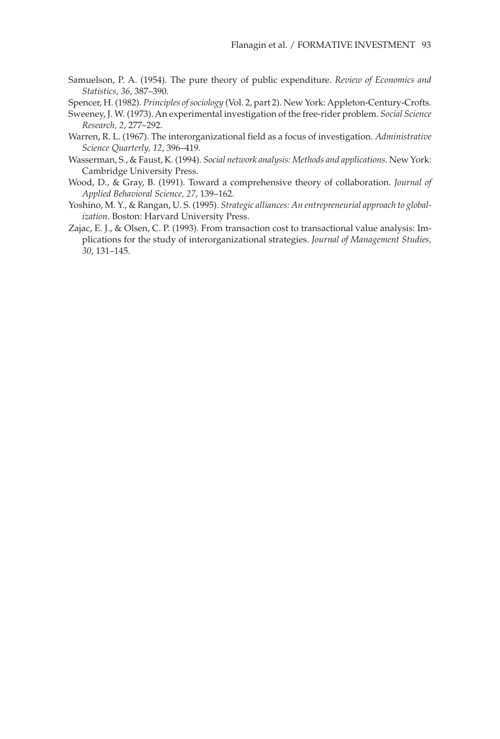Samuelson, P. A. (1954). The pure theory of public expenditure. *Review of Economics and Statistics, 36*, 387–390.

Spencer, H. (1982). *Principles of sociology* (Vol. 2, part 2). New York: Appleton-Century-Crofts.

Sweeney, J. W. (1973). An experimental investigation of the free-rider problem. *Social Science Research, 2*, 277–292.

Warren, R. L. (1967). The interorganizational field as a focus of investigation. *Administrative Science Quarterly, 12*, 396–419.

Wasserman, S., & Faust, K. (1994). *Social network analysis: Methods and applications*. New York: Cambridge University Press.

Wood, D., & Gray, B. (1991). Toward a comprehensive theory of collaboration. *Journal of Applied Behavioral Science, 27*, 139–162.

Yoshino, M. Y., & Rangan, U. S. (1995). *Strategic alliances: An entrepreneurial approach to globalization*. Boston: Harvard University Press.

Zajac, E. J., & Olsen, C. P. (1993). From transaction cost to transactional value analysis: Implications for the study of interorganizational strategies. *Journal of Management Studies, 30*, 131–145.